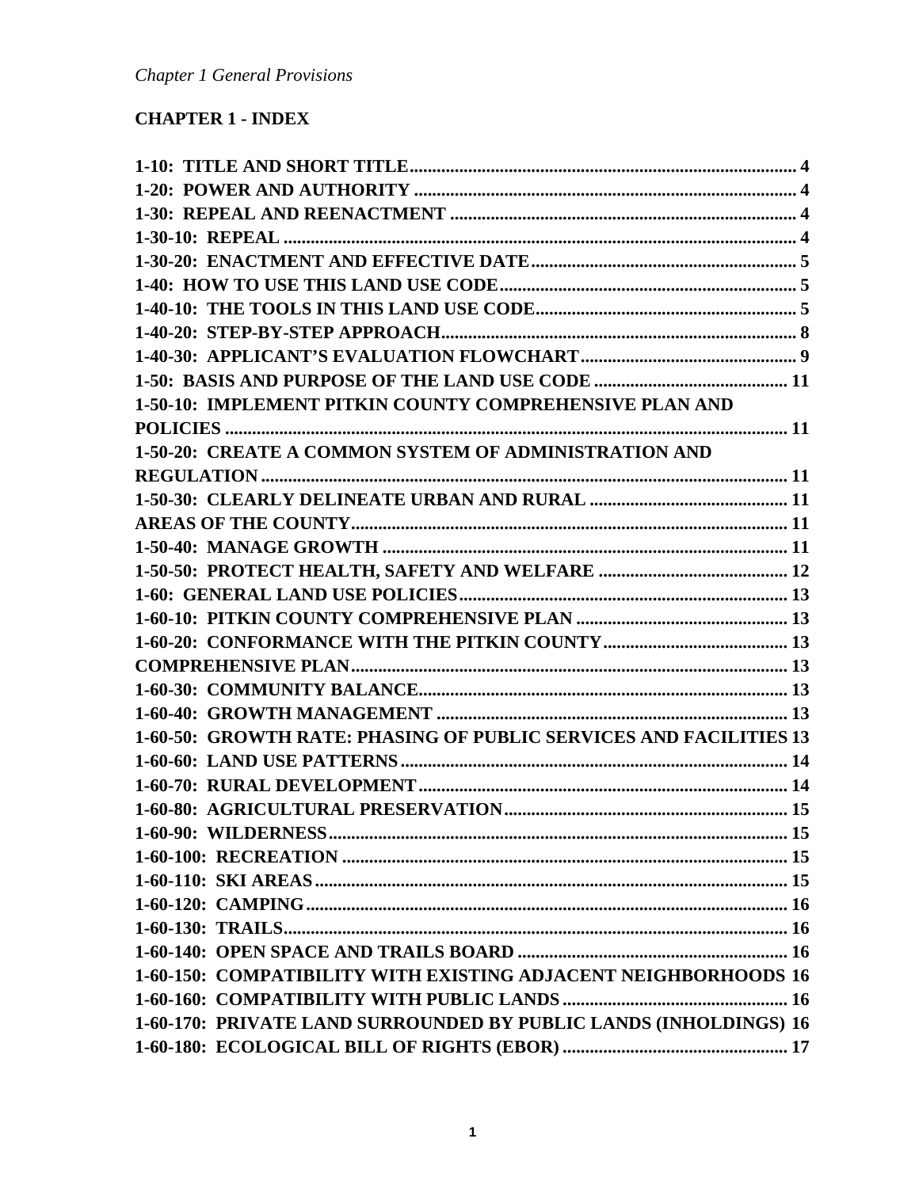*Chapter 1 General Provisions*

## CHAPTER 1 - INDEX

**1-10: TITLE AND SHORT TITLE** .......... 4
**1-20: POWER AND AUTHORITY** .......... 4
**1-30: REPEAL AND REENACTMENT** .......... 4
**1-30-10: REPEAL** .......... 4
**1-30-20: ENACTMENT AND EFFECTIVE DATE** .......... 5
**1-40: HOW TO USE THIS LAND USE CODE** .......... 5
**1-40-10: THE TOOLS IN THIS LAND USE CODE** .......... 5
**1-40-20: STEP-BY-STEP APPROACH** .......... 8
**1-40-30: APPLICANT'S EVALUATION FLOWCHART** .......... 9
**1-50: BASIS AND PURPOSE OF THE LAND USE CODE** .......... 11
**1-50-10: IMPLEMENT PITKIN COUNTY COMPREHENSIVE PLAN AND POLICIES** .......... 11
**1-50-20: CREATE A COMMON SYSTEM OF ADMINISTRATION AND REGULATION** .......... 11
**1-50-30: CLEARLY DELINEATE URBAN AND RURAL** .......... 11
**AREAS OF THE COUNTY** .......... 11
**1-50-40: MANAGE GROWTH** .......... 11
**1-50-50: PROTECT HEALTH, SAFETY AND WELFARE** .......... 12
**1-60: GENERAL LAND USE POLICIES** .......... 13
**1-60-10: PITKIN COUNTY COMPREHENSIVE PLAN** .......... 13
**1-60-20: CONFORMANCE WITH THE PITKIN COUNTY** .......... 13
**COMPREHENSIVE PLAN** .......... 13
**1-60-30: COMMUNITY BALANCE** .......... 13
**1-60-40: GROWTH MANAGEMENT** .......... 13
**1-60-50: GROWTH RATE: PHASING OF PUBLIC SERVICES AND FACILITIES** 13
**1-60-60: LAND USE PATTERNS** .......... 14
**1-60-70: RURAL DEVELOPMENT** .......... 14
**1-60-80: AGRICULTURAL PRESERVATION** .......... 15
**1-60-90: WILDERNESS** .......... 15
**1-60-100: RECREATION** .......... 15
**1-60-110: SKI AREAS** .......... 15
**1-60-120: CAMPING** .......... 16
**1-60-130: TRAILS** .......... 16
**1-60-140: OPEN SPACE AND TRAILS BOARD** .......... 16
**1-60-150: COMPATIBILITY WITH EXISTING ADJACENT NEIGHBORHOODS** 16
**1-60-160: COMPATIBILITY WITH PUBLIC LANDS** .......... 16
**1-60-170: PRIVATE LAND SURROUNDED BY PUBLIC LANDS (INHOLDINGS)** 16
**1-60-180: ECOLOGICAL BILL OF RIGHTS (EBOR)** .......... 17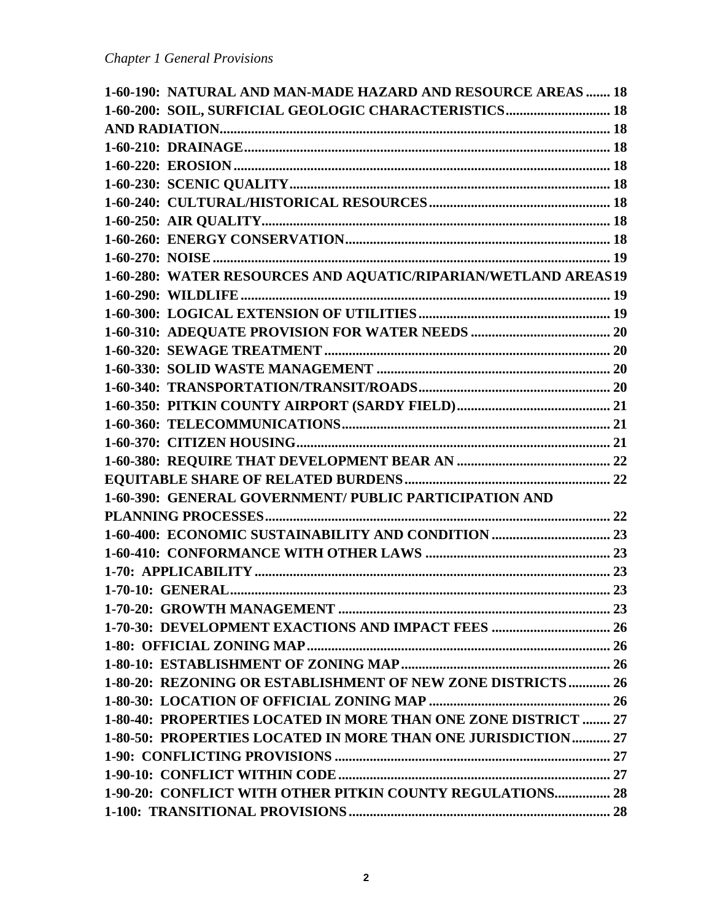**1-60-190: NATURAL AND MAN-MADE HAZARD AND RESOURCE AREAS ....... 18**
**1-60-200: SOIL, SURFICIAL GEOLOGIC CHARACTERISTICS............................. 18**
**AND RADIATION................................................................................................. 18**
**1-60-210: DRAINAGE.......................................................................................... 18**
**1-60-220: EROSION ........................................................................................... 18**
**1-60-230: SCENIC QUALITY............................................................................. 18**
**1-60-240: CULTURAL/HISTORICAL RESOURCES.................................................... 18**
**1-60-250: AIR QUALITY..................................................................................... 18**
**1-60-260: ENERGY CONSERVATION.............................................................. 18**
**1-60-270: NOISE ................................................................................................... 19**
**1-60-280: WATER RESOURCES AND AQUATIC/RIPARIAN/WETLAND AREAS19**
**1-60-290: WILDLIFE ............................................................................................ 19**
**1-60-300: LOGICAL EXTENSION OF UTILITIES........................................................ 19**
**1-60-310: ADEQUATE PROVISION FOR WATER NEEDS ........................................ 20**
**1-60-320: SEWAGE TREATMENT .................................................................. 20**
**1-60-330: SOLID WASTE MANAGEMENT ................................................................. 20**
**1-60-340: TRANSPORTATION/TRANSIT/ROADS....................................................... 20**
**1-60-350: PITKIN COUNTY AIRPORT (SARDY FIELD)............................................ 21**
**1-60-360: TELECOMMUNICATIONS............................................................. 21**
**1-60-370: CITIZEN HOUSING.......................................................................... 21**
**1-60-380: REQUIRE THAT DEVELOPMENT BEAR AN ............................................ 22**
**EQUITABLE SHARE OF RELATED BURDENS........................................................... 22**
**1-60-390: GENERAL GOVERNMENT/ PUBLIC PARTICIPATION AND**
**PLANNING PROCESSES...................................................................................... 22**
**1-60-400: ECONOMIC SUSTAINABILITY AND CONDITION .................................. 23**
**1-60-410: CONFORMANCE WITH OTHER LAWS ..................................................... 23**
**1-70: APPLICABILITY ....................................................................................... 23**
**1-70-10: GENERAL............................................................................................. 23**
**1-70-20: GROWTH MANAGEMENT ............................................................................. 23**
**1-70-30: DEVELOPMENT EXACTIONS AND IMPACT FEES .................................. 26**
**1-80: OFFICIAL ZONING MAP....................................................................... 26**
**1-80-10: ESTABLISHMENT OF ZONING MAP............................................................ 26**
**1-80-20: REZONING OR ESTABLISHMENT OF NEW ZONE DISTRICTS............ 26**
**1-80-30: LOCATION OF OFFICIAL ZONING MAP .................................................... 26**
**1-80-40: PROPERTIES LOCATED IN MORE THAN ONE ZONE DISTRICT ........ 27**
**1-80-50: PROPERTIES LOCATED IN MORE THAN ONE JURISDICTION........... 27**
**1-90: CONFLICTING PROVISIONS ............................................................................... 27**
**1-90-10: CONFLICT WITHIN CODE.............................................................................. 27**
**1-90-20: CONFLICT WITH OTHER PITKIN COUNTY REGULATIONS................ 28**
**1-100: TRANSITIONAL PROVISIONS........................................................................... 28**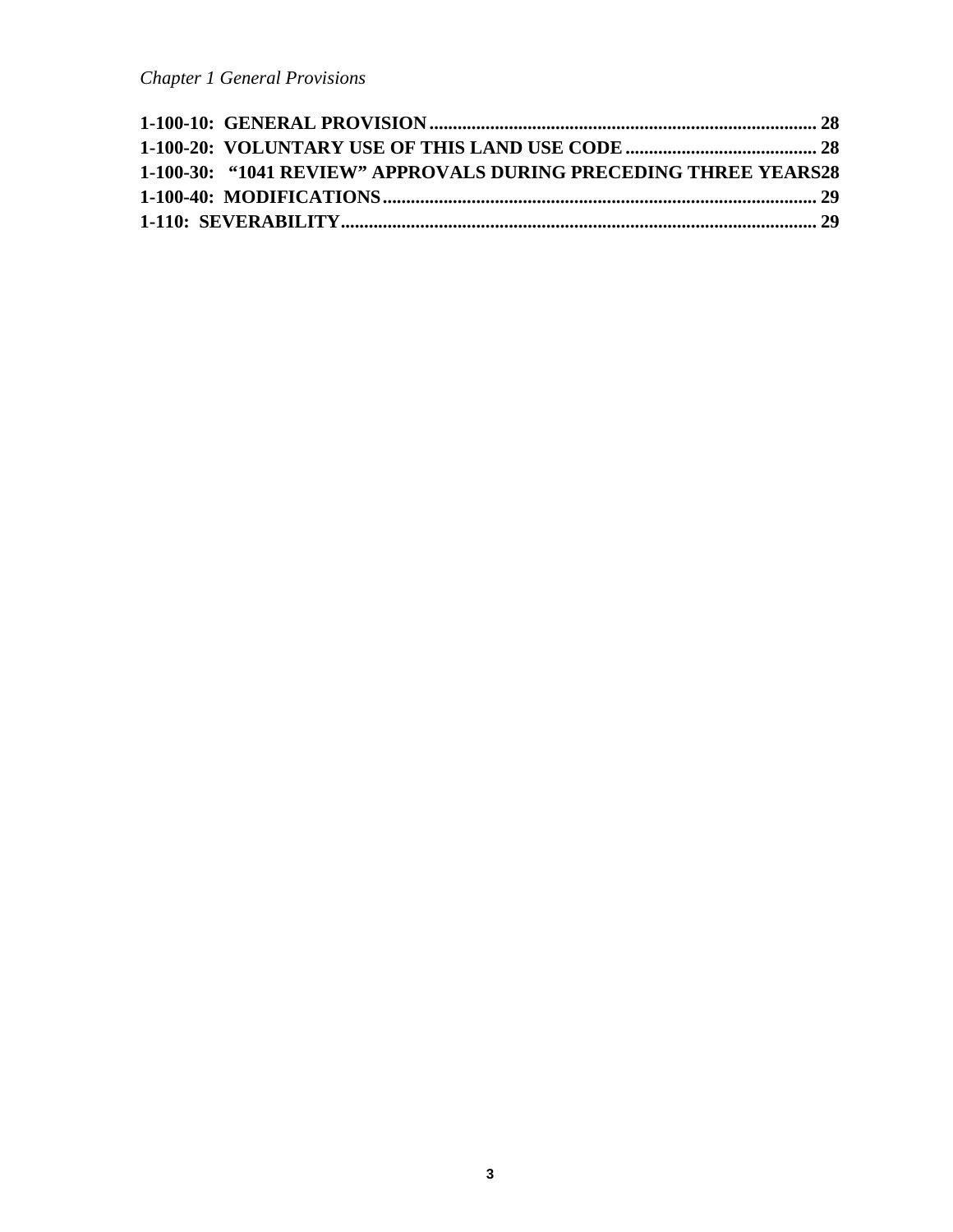*Chapter 1 General Provisions*

**1-100-10: GENERAL PROVISION .................................................................................. 28**
**1-100-20: VOLUNTARY USE OF THIS LAND USE CODE ......................................... 28**
**1-100-30: "1041 REVIEW" APPROVALS DURING PRECEDING THREE YEARS 28**
**1-100-40: MODIFICATIONS ............................................................................................ 29**
**1-110: SEVERABILITY ...................................................................................................... 29**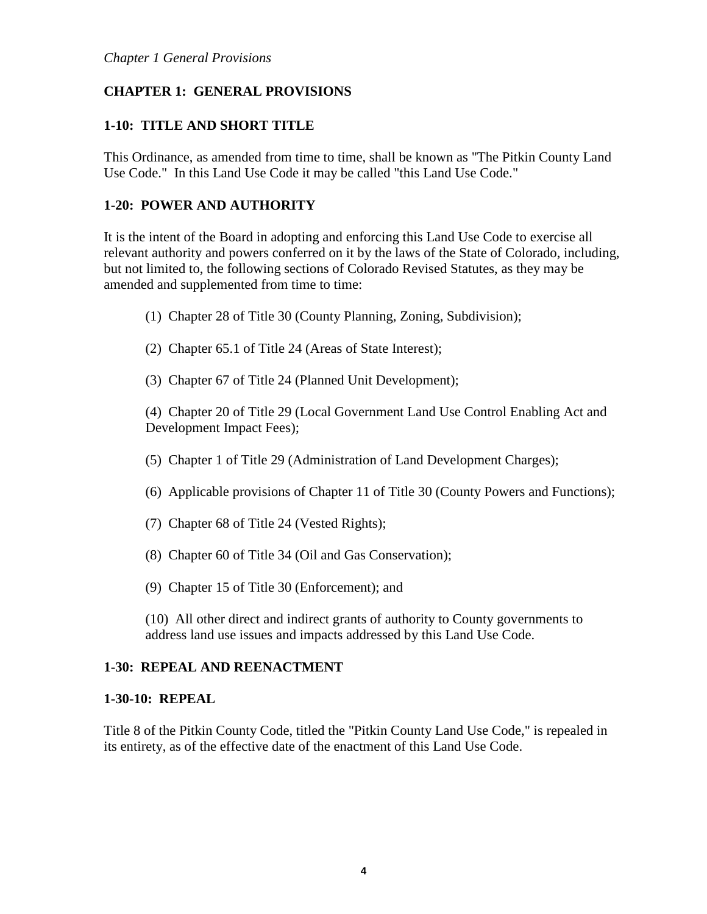## CHAPTER 1: GENERAL PROVISIONS

### 1-10: TITLE AND SHORT TITLE

This Ordinance, as amended from time to time, shall be known as "The Pitkin County Land Use Code." In this Land Use Code it may be called "this Land Use Code."

### 1-20: POWER AND AUTHORITY

It is the intent of the Board in adopting and enforcing this Land Use Code to exercise all relevant authority and powers conferred on it by the laws of the State of Colorado, including, but not limited to, the following sections of Colorado Revised Statutes, as they may be amended and supplemented from time to time:

(1) Chapter 28 of Title 30 (County Planning, Zoning, Subdivision);

(2) Chapter 65.1 of Title 24 (Areas of State Interest);

(3) Chapter 67 of Title 24 (Planned Unit Development);

(4) Chapter 20 of Title 29 (Local Government Land Use Control Enabling Act and Development Impact Fees);

(5) Chapter 1 of Title 29 (Administration of Land Development Charges);

(6) Applicable provisions of Chapter 11 of Title 30 (County Powers and Functions);

(7) Chapter 68 of Title 24 (Vested Rights);

(8) Chapter 60 of Title 34 (Oil and Gas Conservation);

(9) Chapter 15 of Title 30 (Enforcement); and

(10) All other direct and indirect grants of authority to County governments to address land use issues and impacts addressed by this Land Use Code.

### 1-30: REPEAL AND REENACTMENT

#### 1-30-10: REPEAL

Title 8 of the Pitkin County Code, titled the "Pitkin County Land Use Code," is repealed in its entirety, as of the effective date of the enactment of this Land Use Code.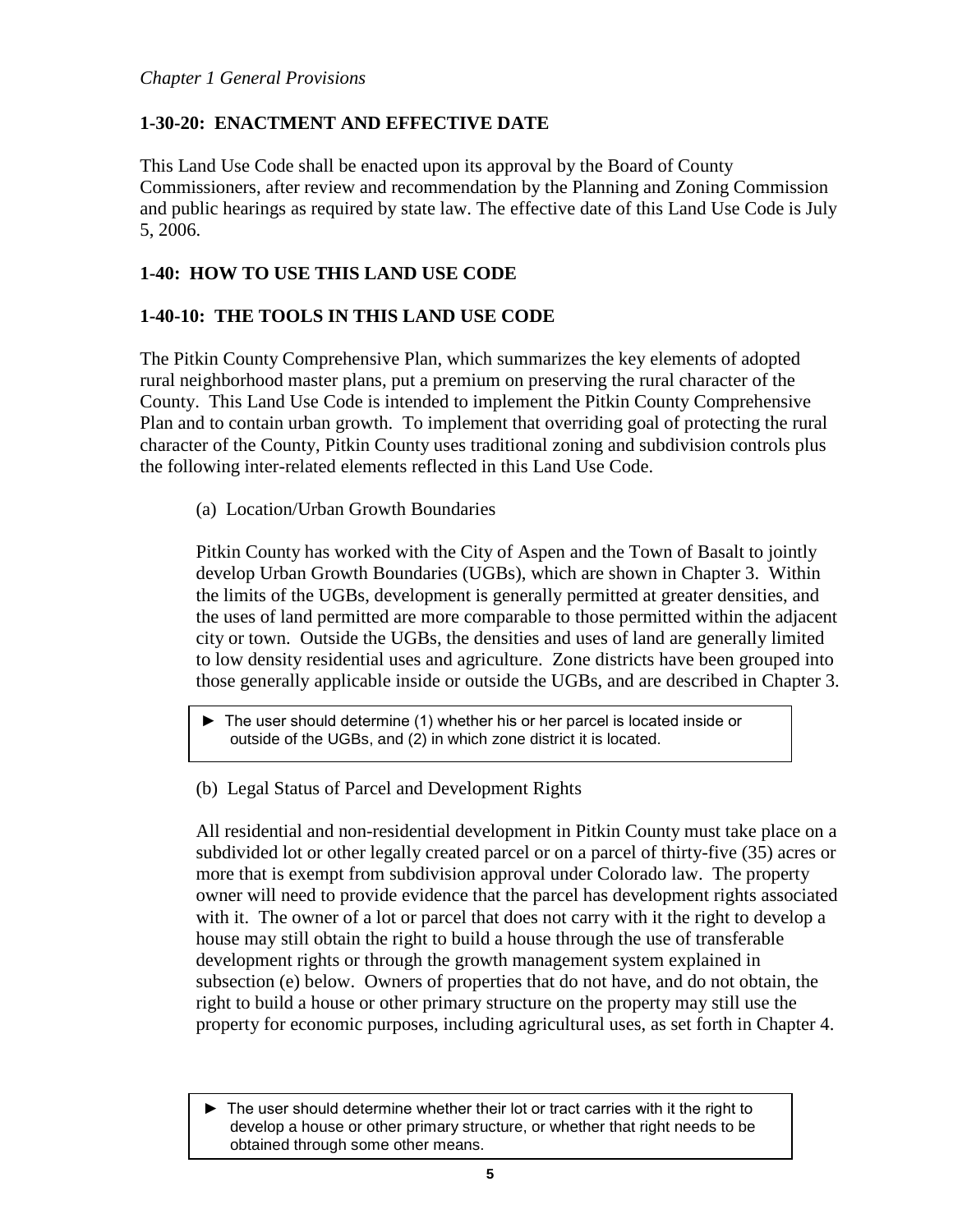## 1-30-20: ENACTMENT AND EFFECTIVE DATE

This Land Use Code shall be enacted upon its approval by the Board of County Commissioners, after review and recommendation by the Planning and Zoning Commission and public hearings as required by state law. The effective date of this Land Use Code is July 5, 2006.

## 1-40: HOW TO USE THIS LAND USE CODE

## 1-40-10: THE TOOLS IN THIS LAND USE CODE

The Pitkin County Comprehensive Plan, which summarizes the key elements of adopted rural neighborhood master plans, put a premium on preserving the rural character of the County. This Land Use Code is intended to implement the Pitkin County Comprehensive Plan and to contain urban growth. To implement that overriding goal of protecting the rural character of the County, Pitkin County uses traditional zoning and subdivision controls plus the following inter-related elements reflected in this Land Use Code.

(a) Location/Urban Growth Boundaries

Pitkin County has worked with the City of Aspen and the Town of Basalt to jointly develop Urban Growth Boundaries (UGBs), which are shown in Chapter 3. Within the limits of the UGBs, development is generally permitted at greater densities, and the uses of land permitted are more comparable to those permitted within the adjacent city or town. Outside the UGBs, the densities and uses of land are generally limited to low density residential uses and agriculture. Zone districts have been grouped into those generally applicable inside or outside the UGBs, and are described in Chapter 3.

> ► The user should determine (1) whether his or her parcel is located inside or outside of the UGBs, and (2) in which zone district it is located.

(b) Legal Status of Parcel and Development Rights

All residential and non-residential development in Pitkin County must take place on a subdivided lot or other legally created parcel or on a parcel of thirty-five (35) acres or more that is exempt from subdivision approval under Colorado law. The property owner will need to provide evidence that the parcel has development rights associated with it. The owner of a lot or parcel that does not carry with it the right to develop a house may still obtain the right to build a house through the use of transferable development rights or through the growth management system explained in subsection (e) below. Owners of properties that do not have, and do not obtain, the right to build a house or other primary structure on the property may still use the property for economic purposes, including agricultural uses, as set forth in Chapter 4.

> ► The user should determine whether their lot or tract carries with it the right to develop a house or other primary structure, or whether that right needs to be obtained through some other means.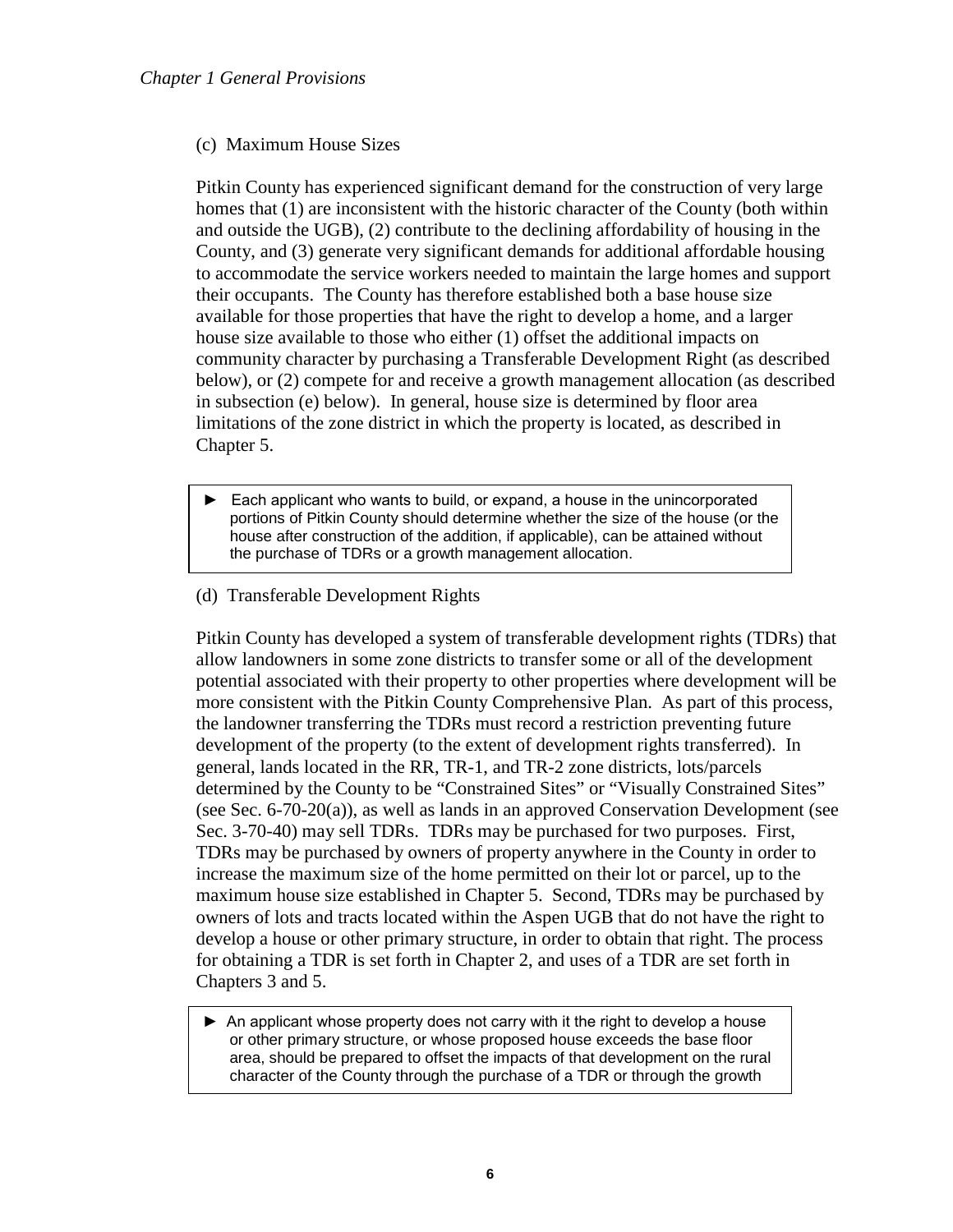(c) Maximum House Sizes

Pitkin County has experienced significant demand for the construction of very large homes that (1) are inconsistent with the historic character of the County (both within and outside the UGB), (2) contribute to the declining affordability of housing in the County, and (3) generate very significant demands for additional affordable housing to accommodate the service workers needed to maintain the large homes and support their occupants. The County has therefore established both a base house size available for those properties that have the right to develop a home, and a larger house size available to those who either (1) offset the additional impacts on community character by purchasing a Transferable Development Right (as described below), or (2) compete for and receive a growth management allocation (as described in subsection (e) below). In general, house size is determined by floor area limitations of the zone district in which the property is located, as described in Chapter 5.

> ► Each applicant who wants to build, or expand, a house in the unincorporated portions of Pitkin County should determine whether the size of the house (or the house after construction of the addition, if applicable), can be attained without the purchase of TDRs or a growth management allocation.

(d) Transferable Development Rights

Pitkin County has developed a system of transferable development rights (TDRs) that allow landowners in some zone districts to transfer some or all of the development potential associated with their property to other properties where development will be more consistent with the Pitkin County Comprehensive Plan. As part of this process, the landowner transferring the TDRs must record a restriction preventing future development of the property (to the extent of development rights transferred). In general, lands located in the RR, TR-1, and TR-2 zone districts, lots/parcels determined by the County to be "Constrained Sites" or "Visually Constrained Sites" (see Sec. 6-70-20(a)), as well as lands in an approved Conservation Development (see Sec. 3-70-40) may sell TDRs. TDRs may be purchased for two purposes. First, TDRs may be purchased by owners of property anywhere in the County in order to increase the maximum size of the home permitted on their lot or parcel, up to the maximum house size established in Chapter 5. Second, TDRs may be purchased by owners of lots and tracts located within the Aspen UGB that do not have the right to develop a house or other primary structure, in order to obtain that right. The process for obtaining a TDR is set forth in Chapter 2, and uses of a TDR are set forth in Chapters 3 and 5.

> ► An applicant whose property does not carry with it the right to develop a house or other primary structure, or whose proposed house exceeds the base floor area, should be prepared to offset the impacts of that development on the rural character of the County through the purchase of a TDR or through the growth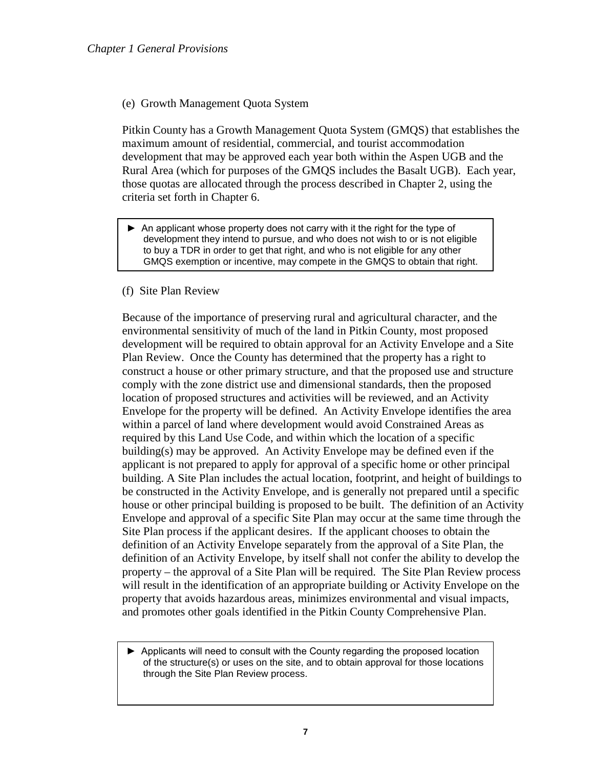(e) Growth Management Quota System

Pitkin County has a Growth Management Quota System (GMQS) that establishes the maximum amount of residential, commercial, and tourist accommodation development that may be approved each year both within the Aspen UGB and the Rural Area (which for purposes of the GMQS includes the Basalt UGB). Each year, those quotas are allocated through the process described in Chapter 2, using the criteria set forth in Chapter 6.

> ► An applicant whose property does not carry with it the right for the type of development they intend to pursue, and who does not wish to or is not eligible to buy a TDR in order to get that right, and who is not eligible for any other GMQS exemption or incentive, may compete in the GMQS to obtain that right.

(f) Site Plan Review

Because of the importance of preserving rural and agricultural character, and the environmental sensitivity of much of the land in Pitkin County, most proposed development will be required to obtain approval for an Activity Envelope and a Site Plan Review. Once the County has determined that the property has a right to construct a house or other primary structure, and that the proposed use and structure comply with the zone district use and dimensional standards, then the proposed location of proposed structures and activities will be reviewed, and an Activity Envelope for the property will be defined. An Activity Envelope identifies the area within a parcel of land where development would avoid Constrained Areas as required by this Land Use Code, and within which the location of a specific building(s) may be approved. An Activity Envelope may be defined even if the applicant is not prepared to apply for approval of a specific home or other principal building. A Site Plan includes the actual location, footprint, and height of buildings to be constructed in the Activity Envelope, and is generally not prepared until a specific house or other principal building is proposed to be built. The definition of an Activity Envelope and approval of a specific Site Plan may occur at the same time through the Site Plan process if the applicant desires. If the applicant chooses to obtain the definition of an Activity Envelope separately from the approval of a Site Plan, the definition of an Activity Envelope, by itself shall not confer the ability to develop the property – the approval of a Site Plan will be required. The Site Plan Review process will result in the identification of an appropriate building or Activity Envelope on the property that avoids hazardous areas, minimizes environmental and visual impacts, and promotes other goals identified in the Pitkin County Comprehensive Plan.

> ► Applicants will need to consult with the County regarding the proposed location of the structure(s) or uses on the site, and to obtain approval for those locations through the Site Plan Review process.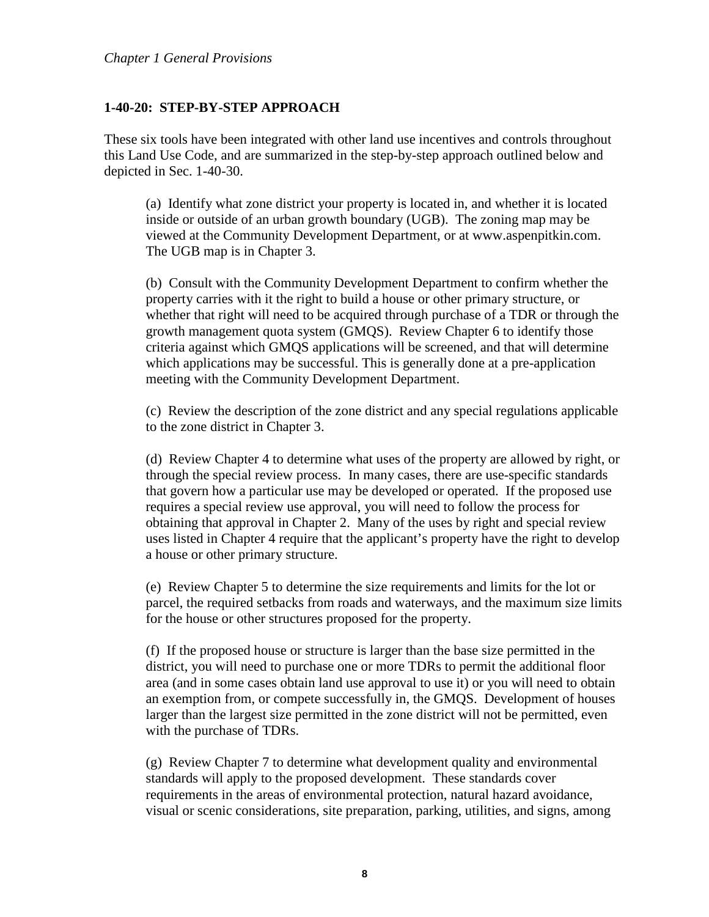## 1-40-20: STEP-BY-STEP APPROACH

These six tools have been integrated with other land use incentives and controls throughout this Land Use Code, and are summarized in the step-by-step approach outlined below and depicted in Sec. 1-40-30.

(a) Identify what zone district your property is located in, and whether it is located inside or outside of an urban growth boundary (UGB). The zoning map may be viewed at the Community Development Department, or at www.aspenpitkin.com. The UGB map is in Chapter 3.

(b) Consult with the Community Development Department to confirm whether the property carries with it the right to build a house or other primary structure, or whether that right will need to be acquired through purchase of a TDR or through the growth management quota system (GMQS). Review Chapter 6 to identify those criteria against which GMQS applications will be screened, and that will determine which applications may be successful. This is generally done at a pre-application meeting with the Community Development Department.

(c) Review the description of the zone district and any special regulations applicable to the zone district in Chapter 3.

(d) Review Chapter 4 to determine what uses of the property are allowed by right, or through the special review process. In many cases, there are use-specific standards that govern how a particular use may be developed or operated. If the proposed use requires a special review use approval, you will need to follow the process for obtaining that approval in Chapter 2. Many of the uses by right and special review uses listed in Chapter 4 require that the applicant's property have the right to develop a house or other primary structure.

(e) Review Chapter 5 to determine the size requirements and limits for the lot or parcel, the required setbacks from roads and waterways, and the maximum size limits for the house or other structures proposed for the property.

(f) If the proposed house or structure is larger than the base size permitted in the district, you will need to purchase one or more TDRs to permit the additional floor area (and in some cases obtain land use approval to use it) or you will need to obtain an exemption from, or compete successfully in, the GMQS. Development of houses larger than the largest size permitted in the zone district will not be permitted, even with the purchase of TDRs.

(g) Review Chapter 7 to determine what development quality and environmental standards will apply to the proposed development. These standards cover requirements in the areas of environmental protection, natural hazard avoidance, visual or scenic considerations, site preparation, parking, utilities, and signs, among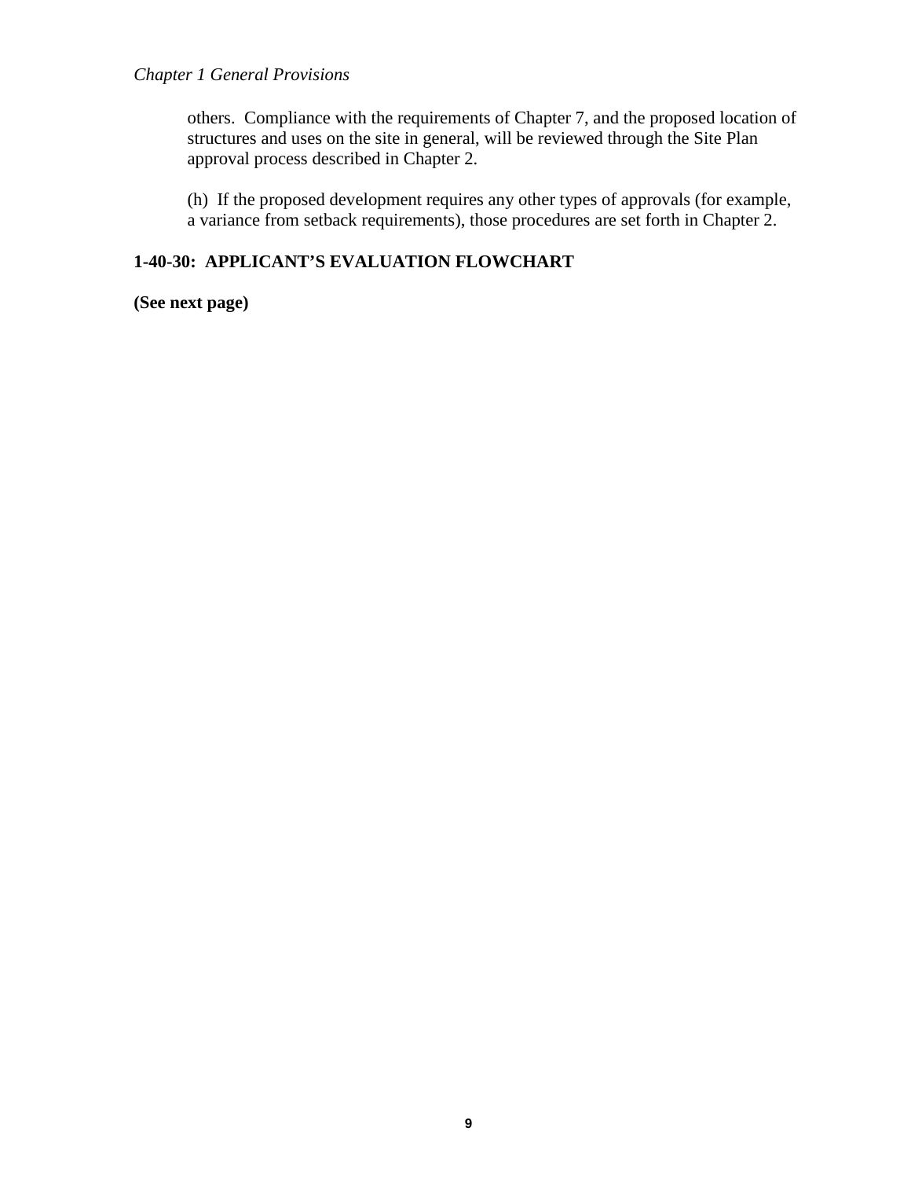others. Compliance with the requirements of Chapter 7, and the proposed location of structures and uses on the site in general, will be reviewed through the Site Plan approval process described in Chapter 2.

(h) If the proposed development requires any other types of approvals (for example, a variance from setback requirements), those procedures are set forth in Chapter 2.

## 1-40-30: APPLICANT'S EVALUATION FLOWCHART

**(See next page)**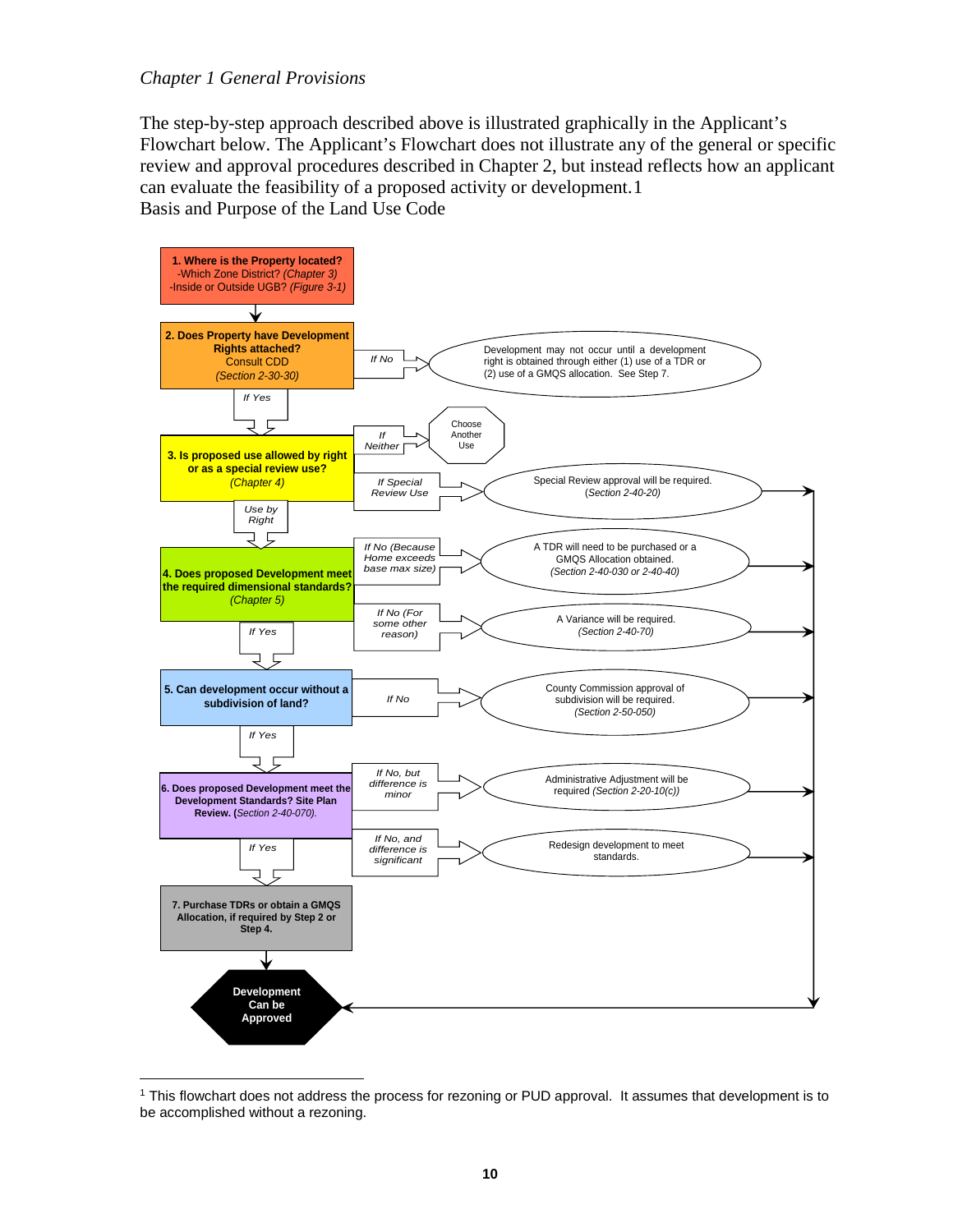*Chapter 1 General Provisions*

The step-by-step approach described above is illustrated graphically in the Applicant's Flowchart below. The Applicant's Flowchart does not illustrate any of the general or specific review and approval procedures described in Chapter 2, but instead reflects how an applicant can evaluate the feasibility of a proposed activity or development.[1]
Basis and Purpose of the Land Use Code

**1. Where is the Property located?**
-Which Zone District? *(Chapter 3)*
-Inside or Outside UGB? *(Figure 3-1)*

**2. Does Property have Development Rights attached?**
Consult CDD
*(Section 2-30-30)*

- *If No* → Development may not occur until a development right is obtained through either (1) use of a TDR or (2) use of a GMQS allocation. See Step 7.
- *If Yes* → Step 3

**3. Is proposed use allowed by right or as a special review use?**
*(Chapter 4)*

- *If Neither* → Choose Another Use
- *If Special Review Use* → Special Review approval will be required. *(Section 2-40-20)* → Development Can be Approved
- *Use by Right* → Step 4

**4. Does proposed Development meet the required dimensional standards?**
*(Chapter 5)*

- *If No (Because Home exceeds base max size)* → A TDR will need to be purchased or a GMQS Allocation obtained. *(Section 2-40-030 or 2-40-40)* → Development Can be Approved
- *If No (For some other reason)* → A Variance will be required. *(Section 2-40-70)* → Development Can be Approved
- *If Yes* → Step 5

**5. Can development occur without a subdivision of land?**

- *If No* → County Commission approval of subdivision will be required. *(Section 2-50-050)* → Development Can be Approved
- *If Yes* → Step 6

**6. Does proposed Development meet the Development Standards? Site Plan Review.** *(Section 2-40-070).*

- *If No, but difference is minor* → Administrative Adjustment will be required *(Section 2-20-10(c))* → Development Can be Approved
- *If No, and difference is significant* → Redesign development to meet standards. → Development Can be Approved
- *If Yes* → Step 7

**7. Purchase TDRs or obtain a GMQS Allocation, if required by Step 2 or Step 4.**

**Development Can be Approved**

---

[1] This flowchart does not address the process for rezoning or PUD approval. It assumes that development is to be accomplished without a rezoning.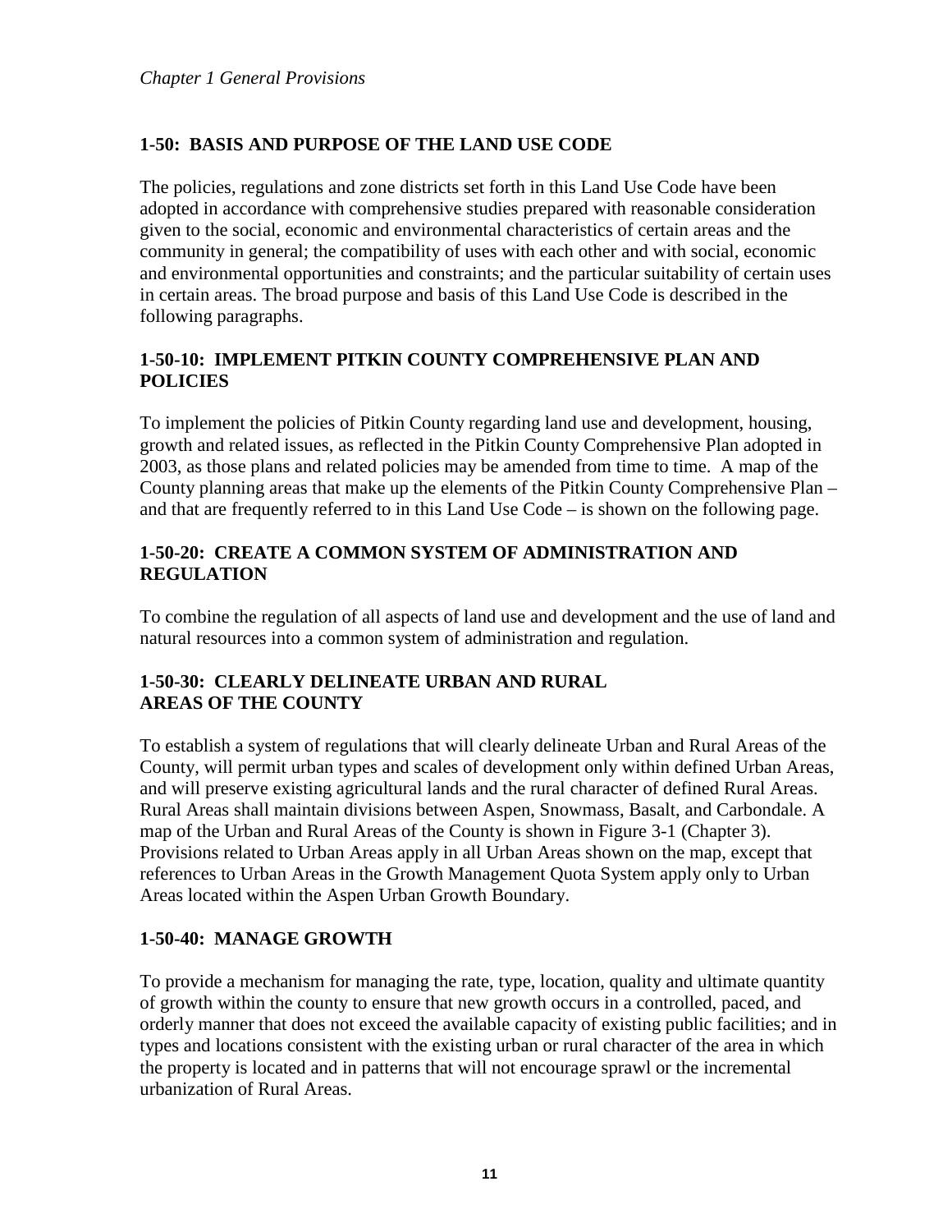## 1-50: BASIS AND PURPOSE OF THE LAND USE CODE

The policies, regulations and zone districts set forth in this Land Use Code have been adopted in accordance with comprehensive studies prepared with reasonable consideration given to the social, economic and environmental characteristics of certain areas and the community in general; the compatibility of uses with each other and with social, economic and environmental opportunities and constraints; and the particular suitability of certain uses in certain areas. The broad purpose and basis of this Land Use Code is described in the following paragraphs.

### 1-50-10: IMPLEMENT PITKIN COUNTY COMPREHENSIVE PLAN AND POLICIES

To implement the policies of Pitkin County regarding land use and development, housing, growth and related issues, as reflected in the Pitkin County Comprehensive Plan adopted in 2003, as those plans and related policies may be amended from time to time. A map of the County planning areas that make up the elements of the Pitkin County Comprehensive Plan – and that are frequently referred to in this Land Use Code – is shown on the following page.

### 1-50-20: CREATE A COMMON SYSTEM OF ADMINISTRATION AND REGULATION

To combine the regulation of all aspects of land use and development and the use of land and natural resources into a common system of administration and regulation.

### 1-50-30: CLEARLY DELINEATE URBAN AND RURAL AREAS OF THE COUNTY

To establish a system of regulations that will clearly delineate Urban and Rural Areas of the County, will permit urban types and scales of development only within defined Urban Areas, and will preserve existing agricultural lands and the rural character of defined Rural Areas. Rural Areas shall maintain divisions between Aspen, Snowmass, Basalt, and Carbondale. A map of the Urban and Rural Areas of the County is shown in Figure 3-1 (Chapter 3). Provisions related to Urban Areas apply in all Urban Areas shown on the map, except that references to Urban Areas in the Growth Management Quota System apply only to Urban Areas located within the Aspen Urban Growth Boundary.

### 1-50-40: MANAGE GROWTH

To provide a mechanism for managing the rate, type, location, quality and ultimate quantity of growth within the county to ensure that new growth occurs in a controlled, paced, and orderly manner that does not exceed the available capacity of existing public facilities; and in types and locations consistent with the existing urban or rural character of the area in which the property is located and in patterns that will not encourage sprawl or the incremental urbanization of Rural Areas.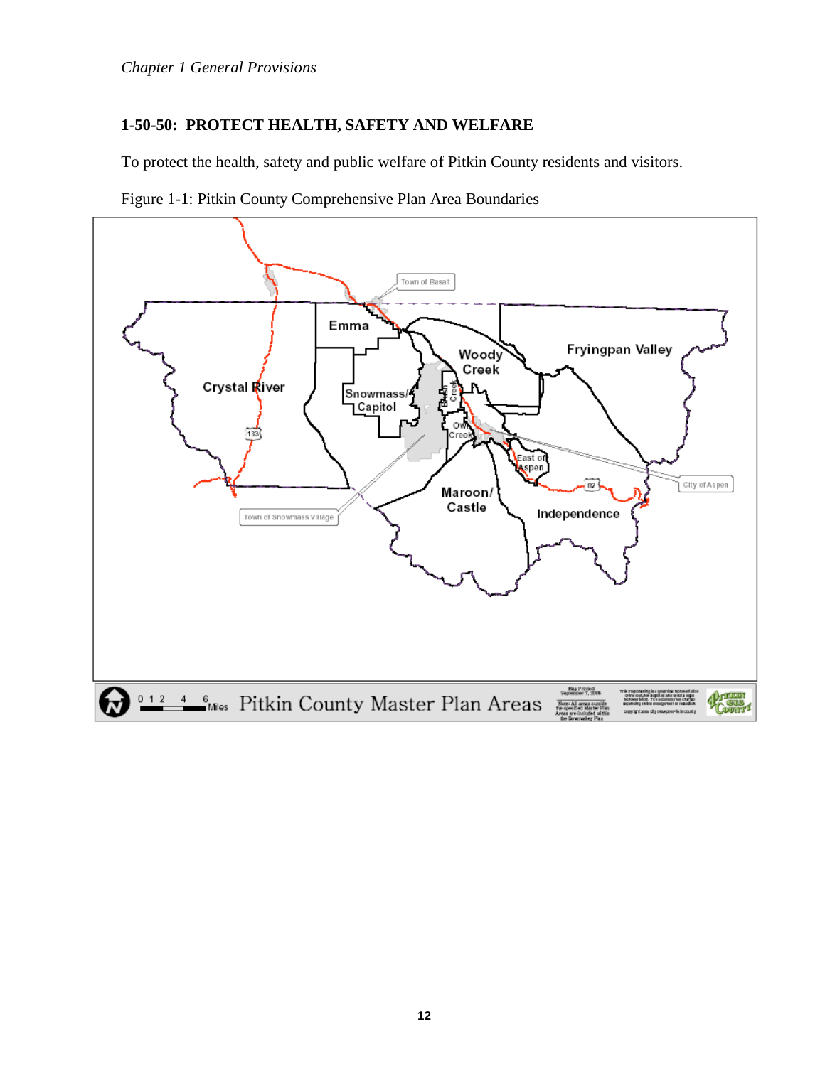## 1-50-50: PROTECT HEALTH, SAFETY AND WELFARE

To protect the health, safety and public welfare of Pitkin County residents and visitors.

Figure 1-1: Pitkin County Comprehensive Plan Area Boundaries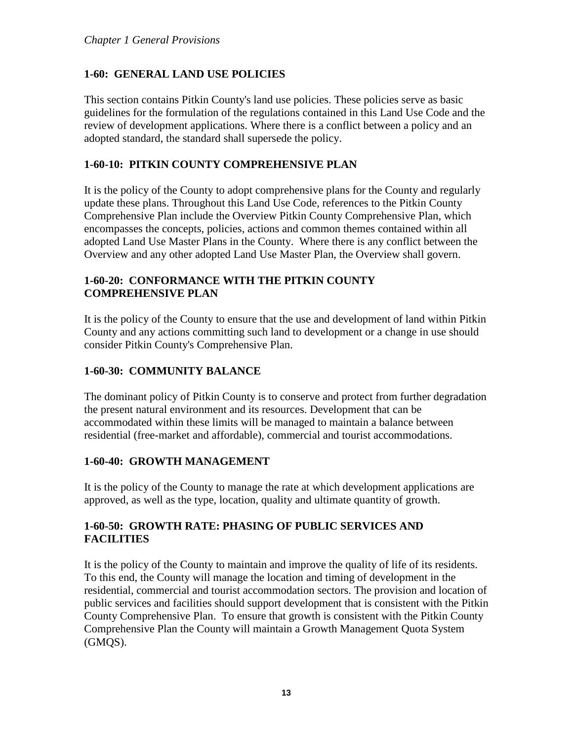## 1-60: GENERAL LAND USE POLICIES

This section contains Pitkin County's land use policies. These policies serve as basic guidelines for the formulation of the regulations contained in this Land Use Code and the review of development applications. Where there is a conflict between a policy and an adopted standard, the standard shall supersede the policy.

### 1-60-10: PITKIN COUNTY COMPREHENSIVE PLAN

It is the policy of the County to adopt comprehensive plans for the County and regularly update these plans. Throughout this Land Use Code, references to the Pitkin County Comprehensive Plan include the Overview Pitkin County Comprehensive Plan, which encompasses the concepts, policies, actions and common themes contained within all adopted Land Use Master Plans in the County. Where there is any conflict between the Overview and any other adopted Land Use Master Plan, the Overview shall govern.

### 1-60-20: CONFORMANCE WITH THE PITKIN COUNTY COMPREHENSIVE PLAN

It is the policy of the County to ensure that the use and development of land within Pitkin County and any actions committing such land to development or a change in use should consider Pitkin County's Comprehensive Plan.

### 1-60-30: COMMUNITY BALANCE

The dominant policy of Pitkin County is to conserve and protect from further degradation the present natural environment and its resources. Development that can be accommodated within these limits will be managed to maintain a balance between residential (free-market and affordable), commercial and tourist accommodations.

### 1-60-40: GROWTH MANAGEMENT

It is the policy of the County to manage the rate at which development applications are approved, as well as the type, location, quality and ultimate quantity of growth.

### 1-60-50: GROWTH RATE: PHASING OF PUBLIC SERVICES AND FACILITIES

It is the policy of the County to maintain and improve the quality of life of its residents. To this end, the County will manage the location and timing of development in the residential, commercial and tourist accommodation sectors. The provision and location of public services and facilities should support development that is consistent with the Pitkin County Comprehensive Plan. To ensure that growth is consistent with the Pitkin County Comprehensive Plan the County will maintain a Growth Management Quota System (GMQS).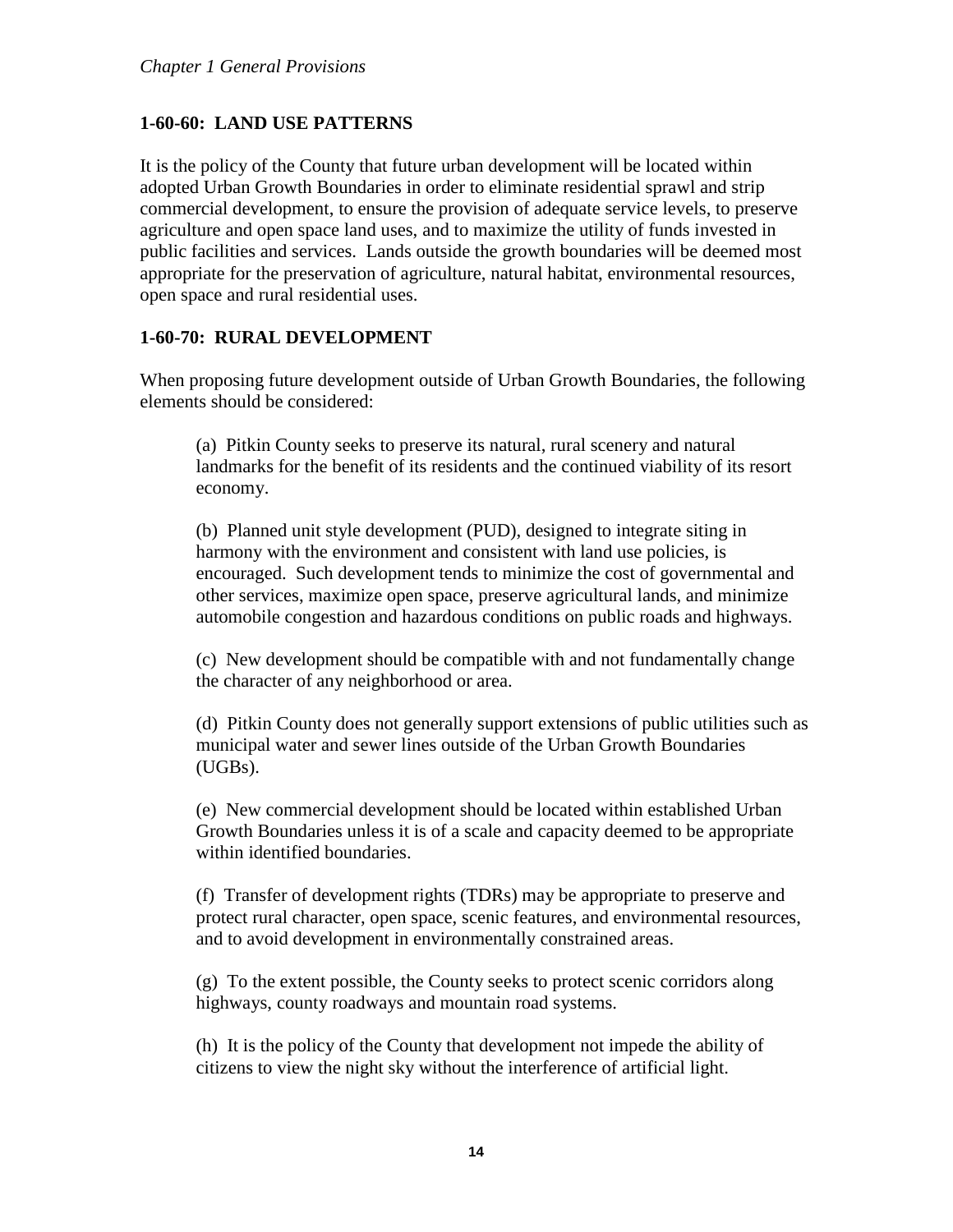## 1-60-60: LAND USE PATTERNS

It is the policy of the County that future urban development will be located within adopted Urban Growth Boundaries in order to eliminate residential sprawl and strip commercial development, to ensure the provision of adequate service levels, to preserve agriculture and open space land uses, and to maximize the utility of funds invested in public facilities and services. Lands outside the growth boundaries will be deemed most appropriate for the preservation of agriculture, natural habitat, environmental resources, open space and rural residential uses.

## 1-60-70: RURAL DEVELOPMENT

When proposing future development outside of Urban Growth Boundaries, the following elements should be considered:

(a) Pitkin County seeks to preserve its natural, rural scenery and natural landmarks for the benefit of its residents and the continued viability of its resort economy.

(b) Planned unit style development (PUD), designed to integrate siting in harmony with the environment and consistent with land use policies, is encouraged. Such development tends to minimize the cost of governmental and other services, maximize open space, preserve agricultural lands, and minimize automobile congestion and hazardous conditions on public roads and highways.

(c) New development should be compatible with and not fundamentally change the character of any neighborhood or area.

(d) Pitkin County does not generally support extensions of public utilities such as municipal water and sewer lines outside of the Urban Growth Boundaries (UGBs).

(e) New commercial development should be located within established Urban Growth Boundaries unless it is of a scale and capacity deemed to be appropriate within identified boundaries.

(f) Transfer of development rights (TDRs) may be appropriate to preserve and protect rural character, open space, scenic features, and environmental resources, and to avoid development in environmentally constrained areas.

(g) To the extent possible, the County seeks to protect scenic corridors along highways, county roadways and mountain road systems.

(h) It is the policy of the County that development not impede the ability of citizens to view the night sky without the interference of artificial light.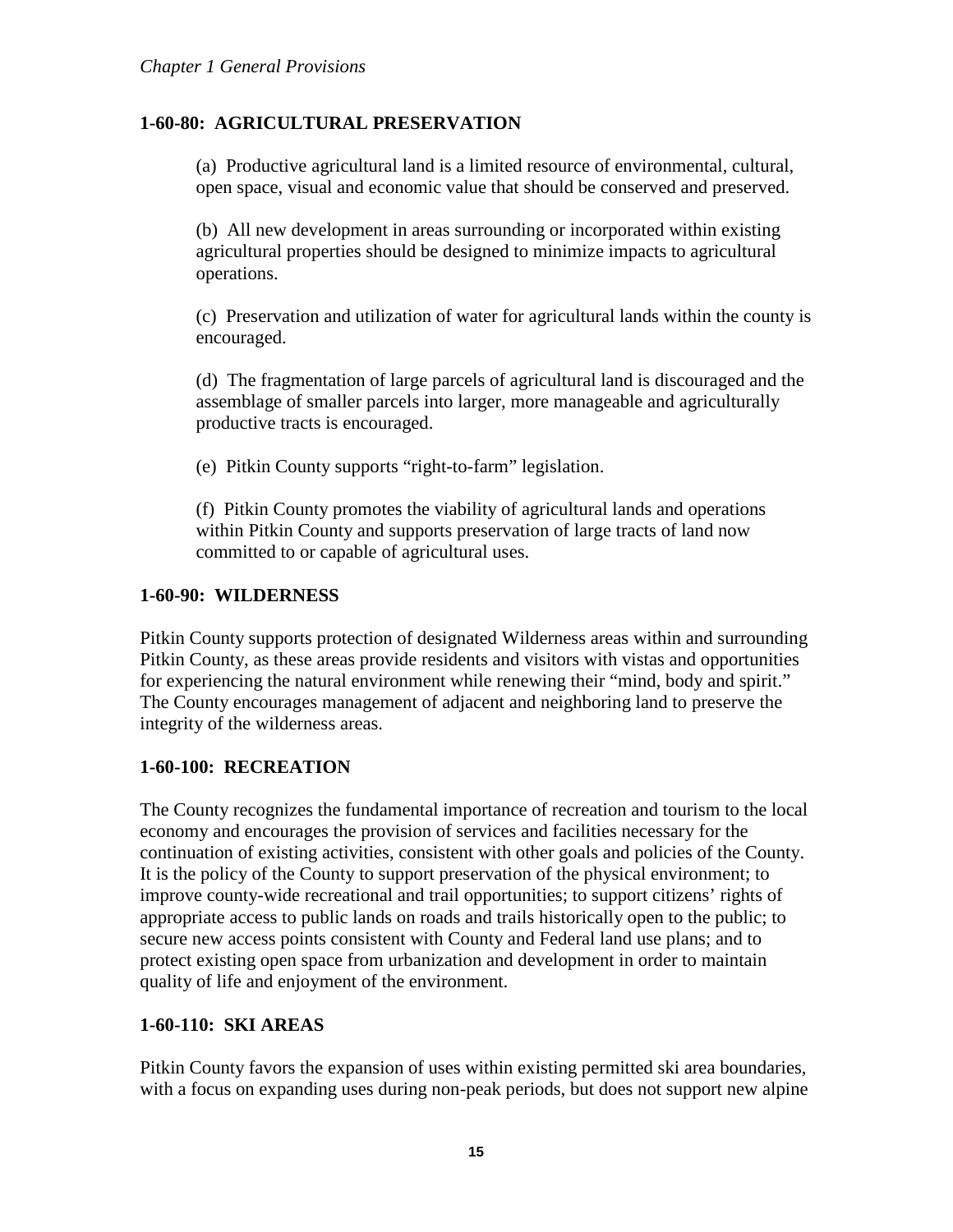## 1-60-80: AGRICULTURAL PRESERVATION

(a) Productive agricultural land is a limited resource of environmental, cultural, open space, visual and economic value that should be conserved and preserved.

(b) All new development in areas surrounding or incorporated within existing agricultural properties should be designed to minimize impacts to agricultural operations.

(c) Preservation and utilization of water for agricultural lands within the county is encouraged.

(d) The fragmentation of large parcels of agricultural land is discouraged and the assemblage of smaller parcels into larger, more manageable and agriculturally productive tracts is encouraged.

(e) Pitkin County supports "right-to-farm" legislation.

(f) Pitkin County promotes the viability of agricultural lands and operations within Pitkin County and supports preservation of large tracts of land now committed to or capable of agricultural uses.

## 1-60-90: WILDERNESS

Pitkin County supports protection of designated Wilderness areas within and surrounding Pitkin County, as these areas provide residents and visitors with vistas and opportunities for experiencing the natural environment while renewing their "mind, body and spirit." The County encourages management of adjacent and neighboring land to preserve the integrity of the wilderness areas.

## 1-60-100: RECREATION

The County recognizes the fundamental importance of recreation and tourism to the local economy and encourages the provision of services and facilities necessary for the continuation of existing activities, consistent with other goals and policies of the County. It is the policy of the County to support preservation of the physical environment; to improve county-wide recreational and trail opportunities; to support citizens' rights of appropriate access to public lands on roads and trails historically open to the public; to secure new access points consistent with County and Federal land use plans; and to protect existing open space from urbanization and development in order to maintain quality of life and enjoyment of the environment.

## 1-60-110: SKI AREAS

Pitkin County favors the expansion of uses within existing permitted ski area boundaries, with a focus on expanding uses during non-peak periods, but does not support new alpine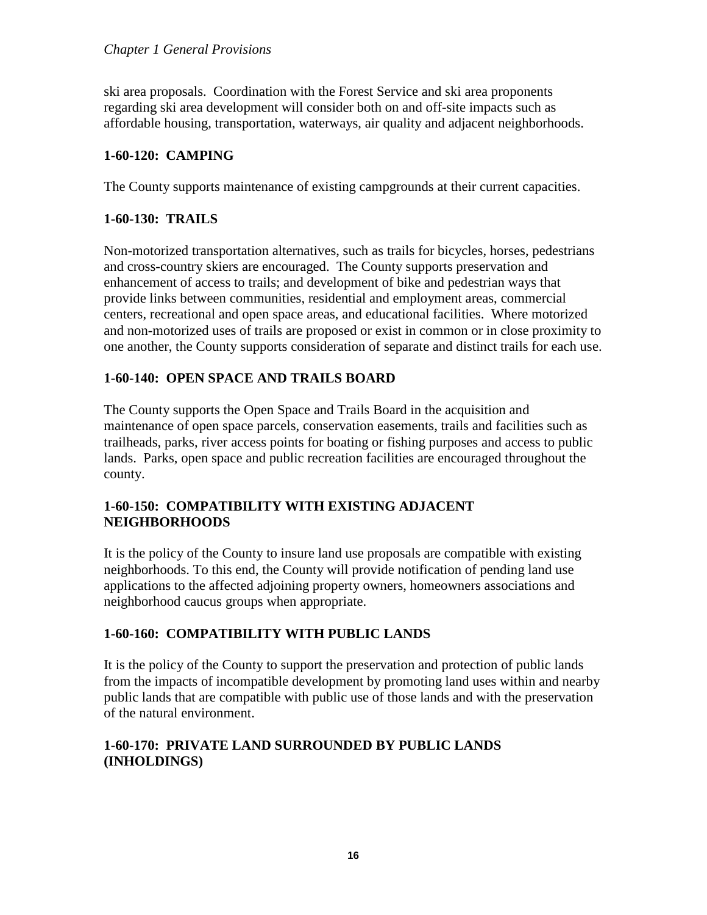ski area proposals. Coordination with the Forest Service and ski area proponents regarding ski area development will consider both on and off-site impacts such as affordable housing, transportation, waterways, air quality and adjacent neighborhoods.

## 1-60-120: CAMPING

The County supports maintenance of existing campgrounds at their current capacities.

## 1-60-130: TRAILS

Non-motorized transportation alternatives, such as trails for bicycles, horses, pedestrians and cross-country skiers are encouraged. The County supports preservation and enhancement of access to trails; and development of bike and pedestrian ways that provide links between communities, residential and employment areas, commercial centers, recreational and open space areas, and educational facilities. Where motorized and non-motorized uses of trails are proposed or exist in common or in close proximity to one another, the County supports consideration of separate and distinct trails for each use.

## 1-60-140: OPEN SPACE AND TRAILS BOARD

The County supports the Open Space and Trails Board in the acquisition and maintenance of open space parcels, conservation easements, trails and facilities such as trailheads, parks, river access points for boating or fishing purposes and access to public lands. Parks, open space and public recreation facilities are encouraged throughout the county.

## 1-60-150: COMPATIBILITY WITH EXISTING ADJACENT NEIGHBORHOODS

It is the policy of the County to insure land use proposals are compatible with existing neighborhoods. To this end, the County will provide notification of pending land use applications to the affected adjoining property owners, homeowners associations and neighborhood caucus groups when appropriate.

## 1-60-160: COMPATIBILITY WITH PUBLIC LANDS

It is the policy of the County to support the preservation and protection of public lands from the impacts of incompatible development by promoting land uses within and nearby public lands that are compatible with public use of those lands and with the preservation of the natural environment.

## 1-60-170: PRIVATE LAND SURROUNDED BY PUBLIC LANDS (INHOLDINGS)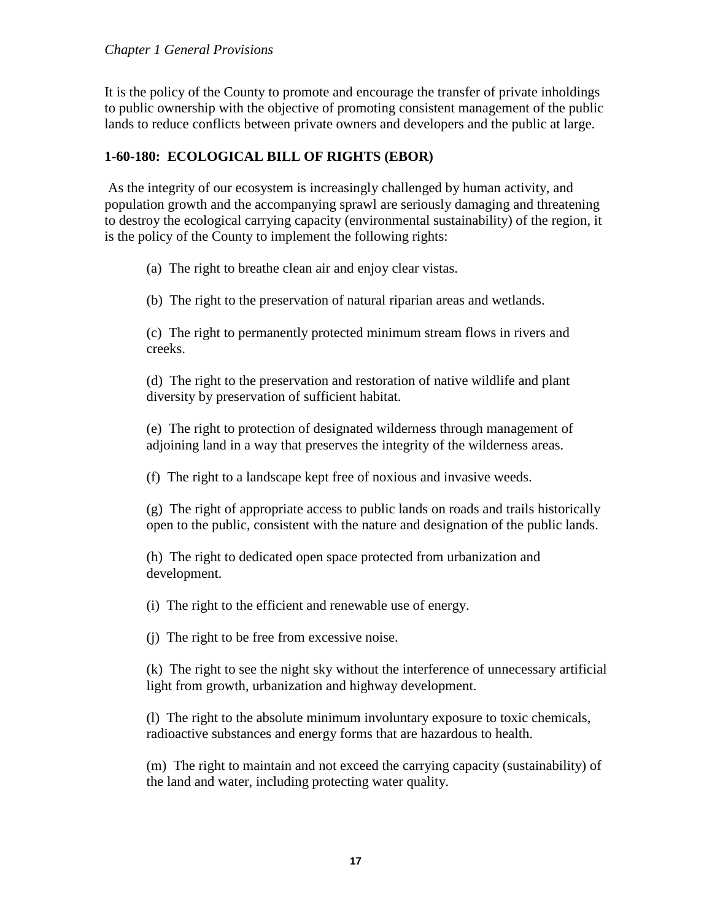It is the policy of the County to promote and encourage the transfer of private inholdings to public ownership with the objective of promoting consistent management of the public lands to reduce conflicts between private owners and developers and the public at large.

## 1-60-180: ECOLOGICAL BILL OF RIGHTS (EBOR)

As the integrity of our ecosystem is increasingly challenged by human activity, and population growth and the accompanying sprawl are seriously damaging and threatening to destroy the ecological carrying capacity (environmental sustainability) of the region, it is the policy of the County to implement the following rights:

(a) The right to breathe clean air and enjoy clear vistas.

(b) The right to the preservation of natural riparian areas and wetlands.

(c) The right to permanently protected minimum stream flows in rivers and creeks.

(d) The right to the preservation and restoration of native wildlife and plant diversity by preservation of sufficient habitat.

(e) The right to protection of designated wilderness through management of adjoining land in a way that preserves the integrity of the wilderness areas.

(f) The right to a landscape kept free of noxious and invasive weeds.

(g) The right of appropriate access to public lands on roads and trails historically open to the public, consistent with the nature and designation of the public lands.

(h) The right to dedicated open space protected from urbanization and development.

(i) The right to the efficient and renewable use of energy.

(j) The right to be free from excessive noise.

(k) The right to see the night sky without the interference of unnecessary artificial light from growth, urbanization and highway development.

(l) The right to the absolute minimum involuntary exposure to toxic chemicals, radioactive substances and energy forms that are hazardous to health.

(m) The right to maintain and not exceed the carrying capacity (sustainability) of the land and water, including protecting water quality.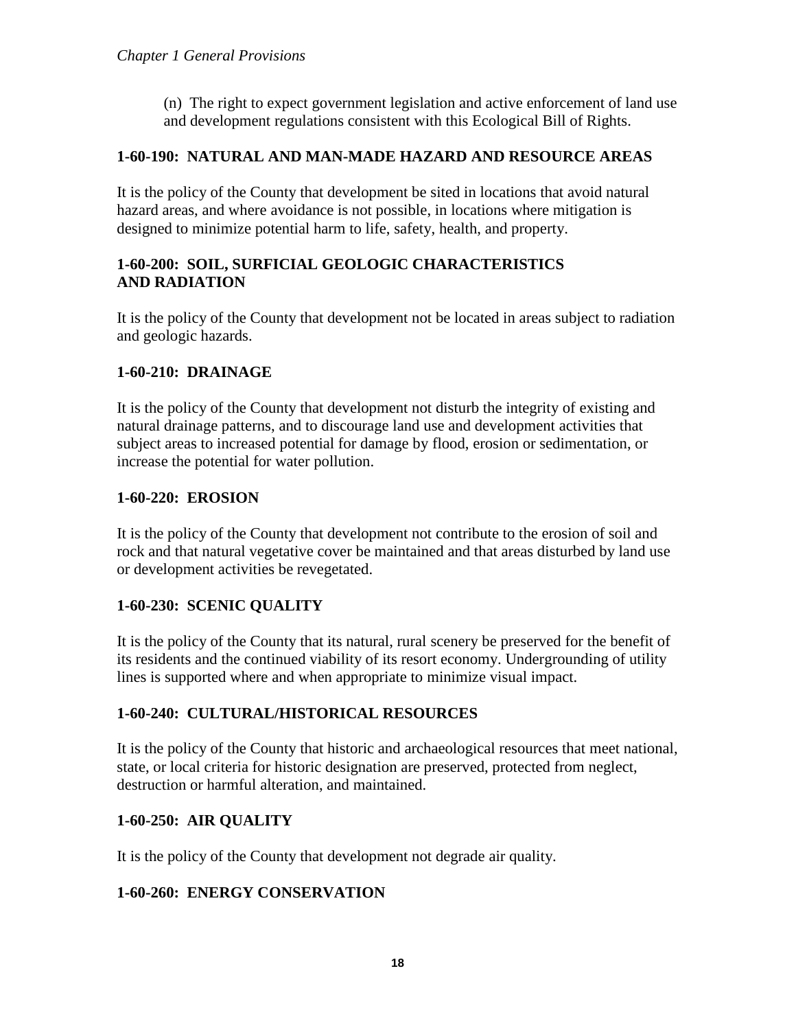(n) The right to expect government legislation and active enforcement of land use and development regulations consistent with this Ecological Bill of Rights.

### 1-60-190: NATURAL AND MAN-MADE HAZARD AND RESOURCE AREAS

It is the policy of the County that development be sited in locations that avoid natural hazard areas, and where avoidance is not possible, in locations where mitigation is designed to minimize potential harm to life, safety, health, and property.

### 1-60-200: SOIL, SURFICIAL GEOLOGIC CHARACTERISTICS AND RADIATION

It is the policy of the County that development not be located in areas subject to radiation and geologic hazards.

### 1-60-210: DRAINAGE

It is the policy of the County that development not disturb the integrity of existing and natural drainage patterns, and to discourage land use and development activities that subject areas to increased potential for damage by flood, erosion or sedimentation, or increase the potential for water pollution.

### 1-60-220: EROSION

It is the policy of the County that development not contribute to the erosion of soil and rock and that natural vegetative cover be maintained and that areas disturbed by land use or development activities be revegetated.

### 1-60-230: SCENIC QUALITY

It is the policy of the County that its natural, rural scenery be preserved for the benefit of its residents and the continued viability of its resort economy. Undergrounding of utility lines is supported where and when appropriate to minimize visual impact.

### 1-60-240: CULTURAL/HISTORICAL RESOURCES

It is the policy of the County that historic and archaeological resources that meet national, state, or local criteria for historic designation are preserved, protected from neglect, destruction or harmful alteration, and maintained.

### 1-60-250: AIR QUALITY

It is the policy of the County that development not degrade air quality.

### 1-60-260: ENERGY CONSERVATION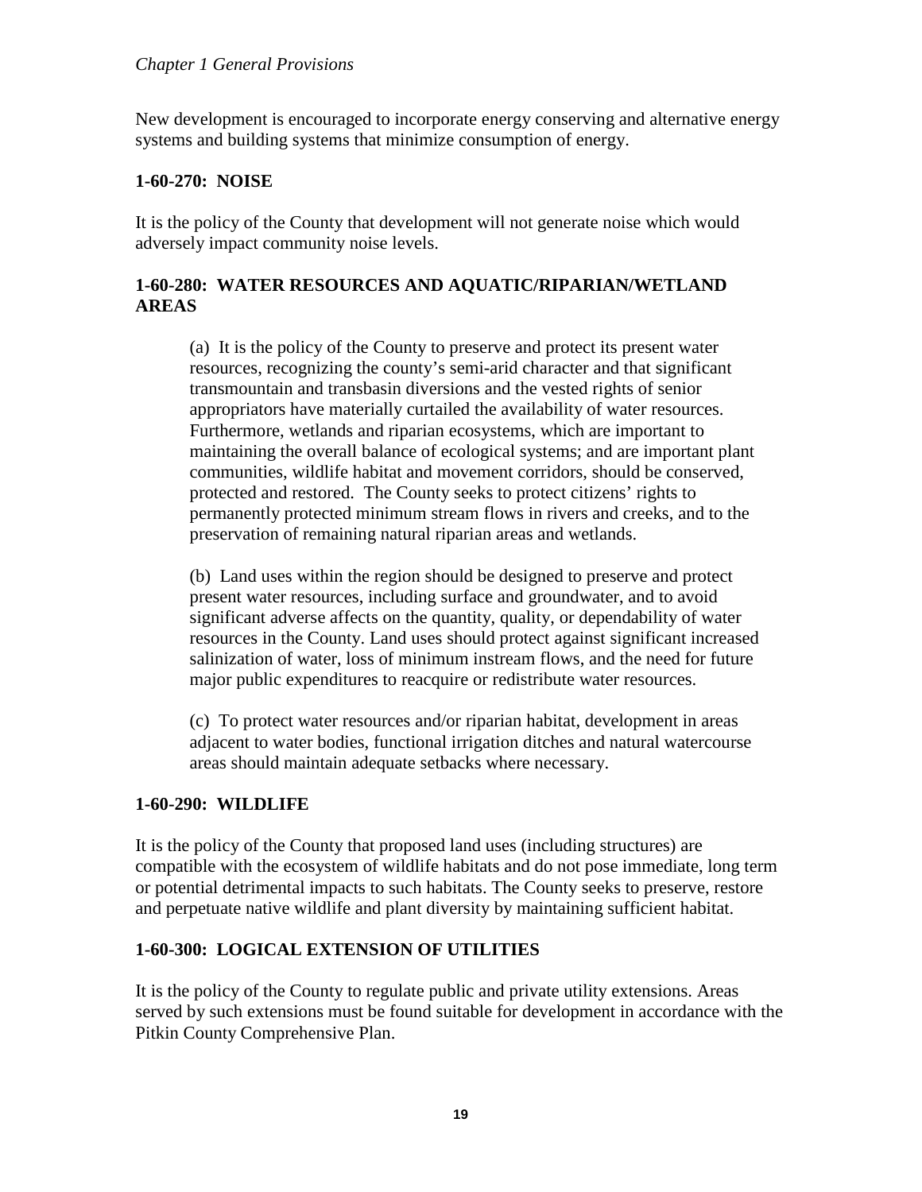New development is encouraged to incorporate energy conserving and alternative energy systems and building systems that minimize consumption of energy.

### 1-60-270: NOISE

It is the policy of the County that development will not generate noise which would adversely impact community noise levels.

### 1-60-280: WATER RESOURCES AND AQUATIC/RIPARIAN/WETLAND AREAS

(a) It is the policy of the County to preserve and protect its present water resources, recognizing the county's semi-arid character and that significant transmountain and transbasin diversions and the vested rights of senior appropriators have materially curtailed the availability of water resources. Furthermore, wetlands and riparian ecosystems, which are important to maintaining the overall balance of ecological systems; and are important plant communities, wildlife habitat and movement corridors, should be conserved, protected and restored. The County seeks to protect citizens' rights to permanently protected minimum stream flows in rivers and creeks, and to the preservation of remaining natural riparian areas and wetlands.

(b) Land uses within the region should be designed to preserve and protect present water resources, including surface and groundwater, and to avoid significant adverse affects on the quantity, quality, or dependability of water resources in the County. Land uses should protect against significant increased salinization of water, loss of minimum instream flows, and the need for future major public expenditures to reacquire or redistribute water resources.

(c) To protect water resources and/or riparian habitat, development in areas adjacent to water bodies, functional irrigation ditches and natural watercourse areas should maintain adequate setbacks where necessary.

### 1-60-290: WILDLIFE

It is the policy of the County that proposed land uses (including structures) are compatible with the ecosystem of wildlife habitats and do not pose immediate, long term or potential detrimental impacts to such habitats. The County seeks to preserve, restore and perpetuate native wildlife and plant diversity by maintaining sufficient habitat.

### 1-60-300: LOGICAL EXTENSION OF UTILITIES

It is the policy of the County to regulate public and private utility extensions. Areas served by such extensions must be found suitable for development in accordance with the Pitkin County Comprehensive Plan.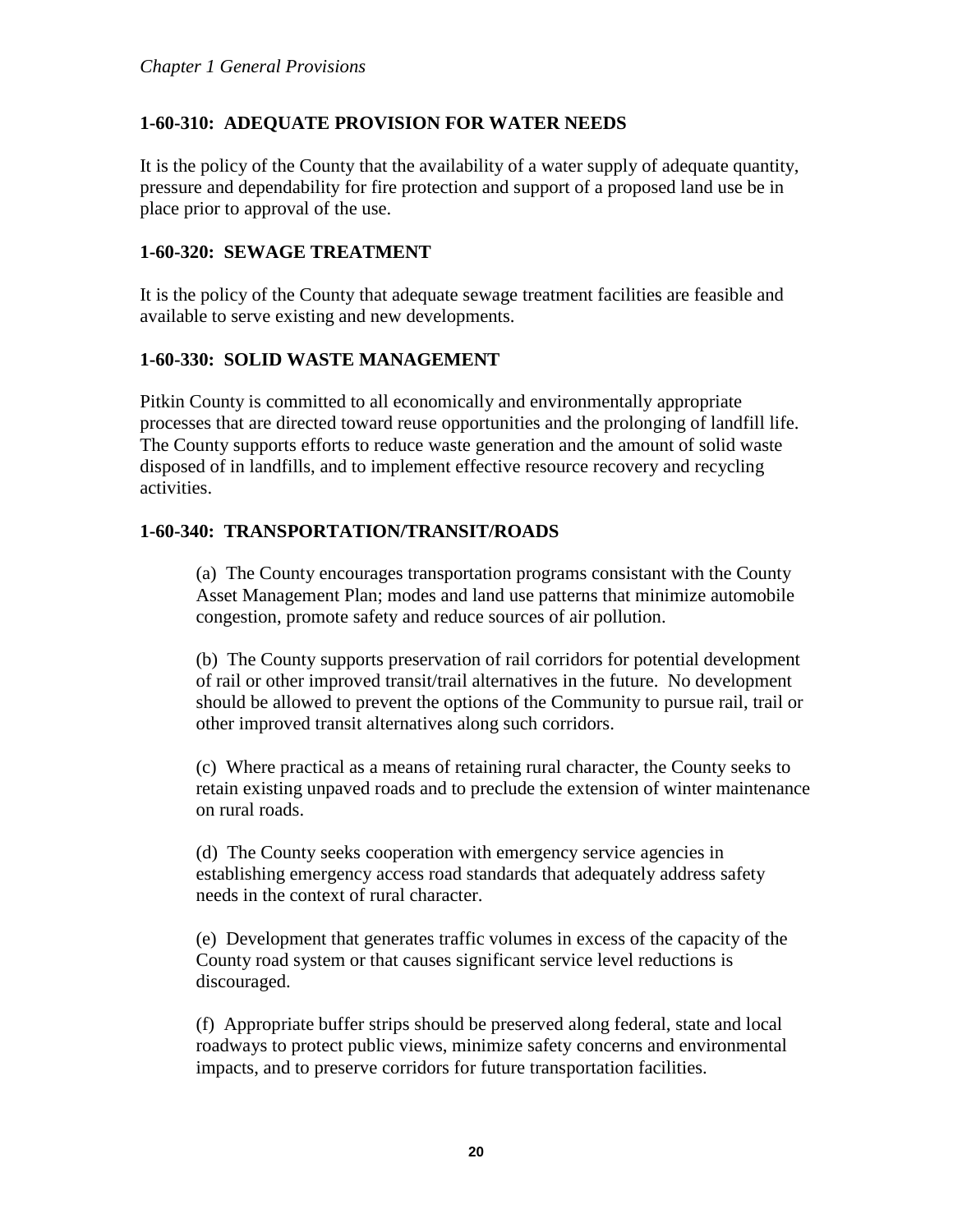### 1-60-310: ADEQUATE PROVISION FOR WATER NEEDS

It is the policy of the County that the availability of a water supply of adequate quantity, pressure and dependability for fire protection and support of a proposed land use be in place prior to approval of the use.

### 1-60-320: SEWAGE TREATMENT

It is the policy of the County that adequate sewage treatment facilities are feasible and available to serve existing and new developments.

### 1-60-330: SOLID WASTE MANAGEMENT

Pitkin County is committed to all economically and environmentally appropriate processes that are directed toward reuse opportunities and the prolonging of landfill life. The County supports efforts to reduce waste generation and the amount of solid waste disposed of in landfills, and to implement effective resource recovery and recycling activities.

### 1-60-340: TRANSPORTATION/TRANSIT/ROADS

(a) The County encourages transportation programs consistant with the County Asset Management Plan; modes and land use patterns that minimize automobile congestion, promote safety and reduce sources of air pollution.

(b) The County supports preservation of rail corridors for potential development of rail or other improved transit/trail alternatives in the future. No development should be allowed to prevent the options of the Community to pursue rail, trail or other improved transit alternatives along such corridors.

(c) Where practical as a means of retaining rural character, the County seeks to retain existing unpaved roads and to preclude the extension of winter maintenance on rural roads.

(d) The County seeks cooperation with emergency service agencies in establishing emergency access road standards that adequately address safety needs in the context of rural character.

(e) Development that generates traffic volumes in excess of the capacity of the County road system or that causes significant service level reductions is discouraged.

(f) Appropriate buffer strips should be preserved along federal, state and local roadways to protect public views, minimize safety concerns and environmental impacts, and to preserve corridors for future transportation facilities.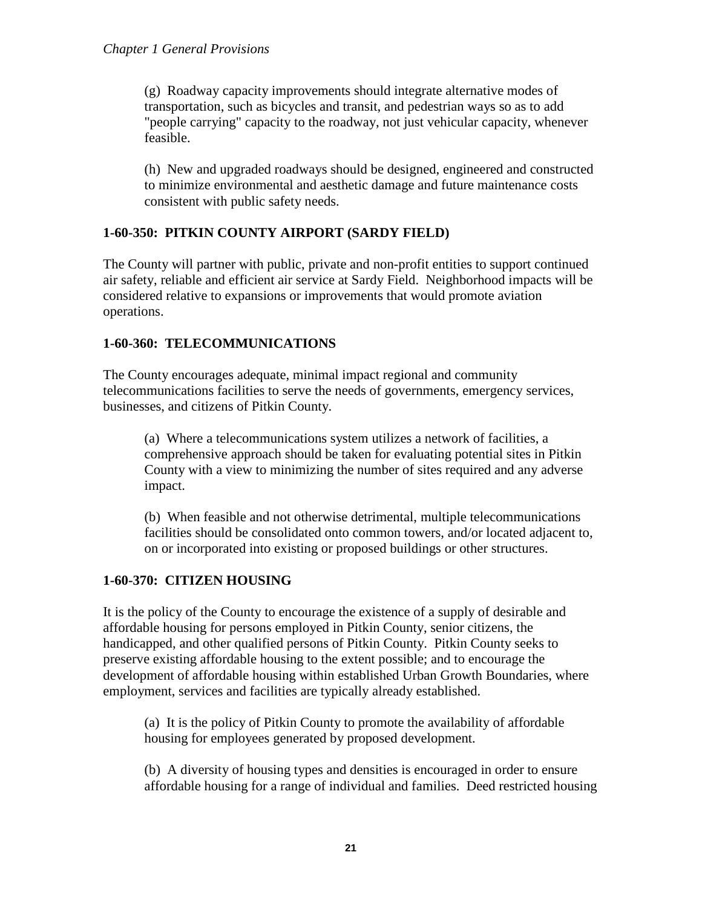(g) Roadway capacity improvements should integrate alternative modes of transportation, such as bicycles and transit, and pedestrian ways so as to add "people carrying" capacity to the roadway, not just vehicular capacity, whenever feasible.

(h) New and upgraded roadways should be designed, engineered and constructed to minimize environmental and aesthetic damage and future maintenance costs consistent with public safety needs.

### 1-60-350: PITKIN COUNTY AIRPORT (SARDY FIELD)

The County will partner with public, private and non-profit entities to support continued air safety, reliable and efficient air service at Sardy Field. Neighborhood impacts will be considered relative to expansions or improvements that would promote aviation operations.

### 1-60-360: TELECOMMUNICATIONS

The County encourages adequate, minimal impact regional and community telecommunications facilities to serve the needs of governments, emergency services, businesses, and citizens of Pitkin County.

(a) Where a telecommunications system utilizes a network of facilities, a comprehensive approach should be taken for evaluating potential sites in Pitkin County with a view to minimizing the number of sites required and any adverse impact.

(b) When feasible and not otherwise detrimental, multiple telecommunications facilities should be consolidated onto common towers, and/or located adjacent to, on or incorporated into existing or proposed buildings or other structures.

### 1-60-370: CITIZEN HOUSING

It is the policy of the County to encourage the existence of a supply of desirable and affordable housing for persons employed in Pitkin County, senior citizens, the handicapped, and other qualified persons of Pitkin County. Pitkin County seeks to preserve existing affordable housing to the extent possible; and to encourage the development of affordable housing within established Urban Growth Boundaries, where employment, services and facilities are typically already established.

(a) It is the policy of Pitkin County to promote the availability of affordable housing for employees generated by proposed development.

(b) A diversity of housing types and densities is encouraged in order to ensure affordable housing for a range of individual and families. Deed restricted housing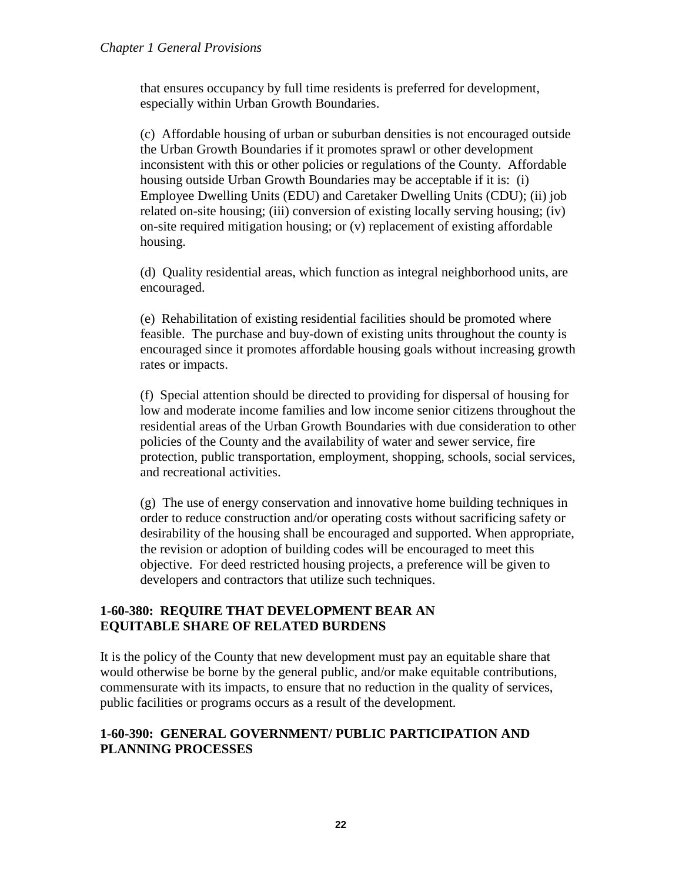that ensures occupancy by full time residents is preferred for development, especially within Urban Growth Boundaries.

(c) Affordable housing of urban or suburban densities is not encouraged outside the Urban Growth Boundaries if it promotes sprawl or other development inconsistent with this or other policies or regulations of the County. Affordable housing outside Urban Growth Boundaries may be acceptable if it is: (i) Employee Dwelling Units (EDU) and Caretaker Dwelling Units (CDU); (ii) job related on-site housing; (iii) conversion of existing locally serving housing; (iv) on-site required mitigation housing; or (v) replacement of existing affordable housing.

(d) Quality residential areas, which function as integral neighborhood units, are encouraged.

(e) Rehabilitation of existing residential facilities should be promoted where feasible. The purchase and buy-down of existing units throughout the county is encouraged since it promotes affordable housing goals without increasing growth rates or impacts.

(f) Special attention should be directed to providing for dispersal of housing for low and moderate income families and low income senior citizens throughout the residential areas of the Urban Growth Boundaries with due consideration to other policies of the County and the availability of water and sewer service, fire protection, public transportation, employment, shopping, schools, social services, and recreational activities.

(g) The use of energy conservation and innovative home building techniques in order to reduce construction and/or operating costs without sacrificing safety or desirability of the housing shall be encouraged and supported. When appropriate, the revision or adoption of building codes will be encouraged to meet this objective. For deed restricted housing projects, a preference will be given to developers and contractors that utilize such techniques.

## 1-60-380: REQUIRE THAT DEVELOPMENT BEAR AN EQUITABLE SHARE OF RELATED BURDENS

It is the policy of the County that new development must pay an equitable share that would otherwise be borne by the general public, and/or make equitable contributions, commensurate with its impacts, to ensure that no reduction in the quality of services, public facilities or programs occurs as a result of the development.

## 1-60-390: GENERAL GOVERNMENT/ PUBLIC PARTICIPATION AND PLANNING PROCESSES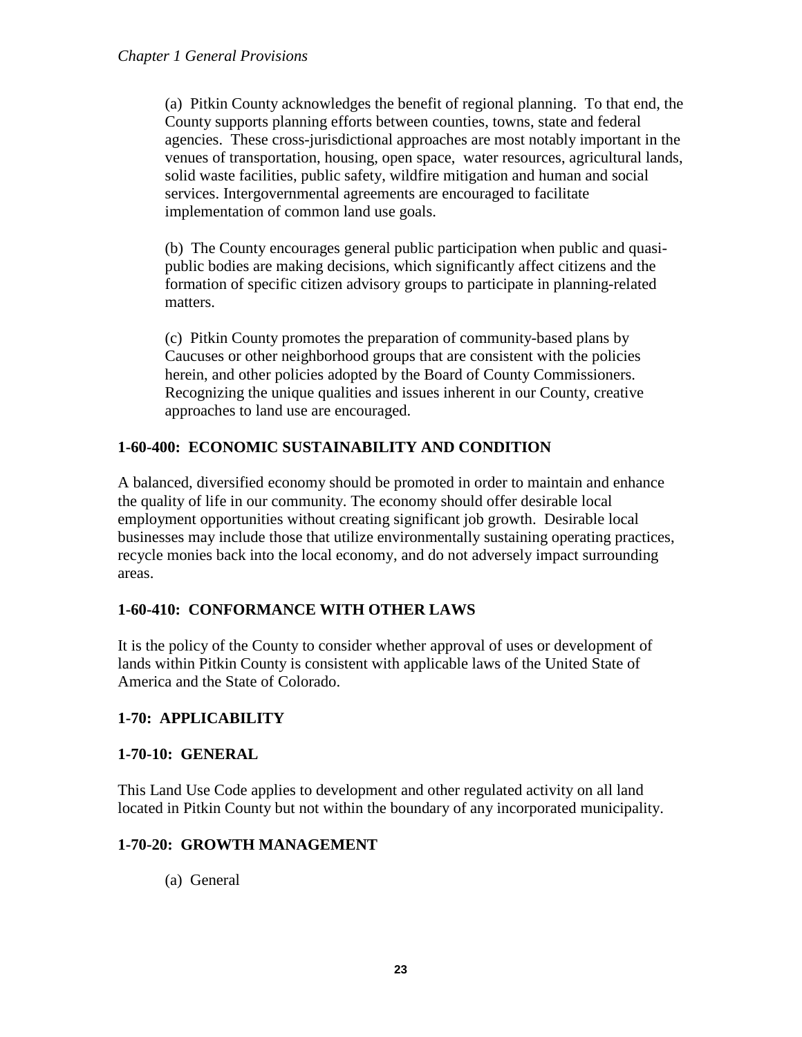(a) Pitkin County acknowledges the benefit of regional planning. To that end, the County supports planning efforts between counties, towns, state and federal agencies. These cross-jurisdictional approaches are most notably important in the venues of transportation, housing, open space, water resources, agricultural lands, solid waste facilities, public safety, wildfire mitigation and human and social services. Intergovernmental agreements are encouraged to facilitate implementation of common land use goals.

(b) The County encourages general public participation when public and quasi-public bodies are making decisions, which significantly affect citizens and the formation of specific citizen advisory groups to participate in planning-related matters.

(c) Pitkin County promotes the preparation of community-based plans by Caucuses or other neighborhood groups that are consistent with the policies herein, and other policies adopted by the Board of County Commissioners. Recognizing the unique qualities and issues inherent in our County, creative approaches to land use are encouraged.

### 1-60-400: ECONOMIC SUSTAINABILITY AND CONDITION

A balanced, diversified economy should be promoted in order to maintain and enhance the quality of life in our community. The economy should offer desirable local employment opportunities without creating significant job growth. Desirable local businesses may include those that utilize environmentally sustaining operating practices, recycle monies back into the local economy, and do not adversely impact surrounding areas.

### 1-60-410: CONFORMANCE WITH OTHER LAWS

It is the policy of the County to consider whether approval of uses or development of lands within Pitkin County is consistent with applicable laws of the United State of America and the State of Colorado.

## 1-70: APPLICABILITY

### 1-70-10: GENERAL

This Land Use Code applies to development and other regulated activity on all land located in Pitkin County but not within the boundary of any incorporated municipality.

### 1-70-20: GROWTH MANAGEMENT

(a) General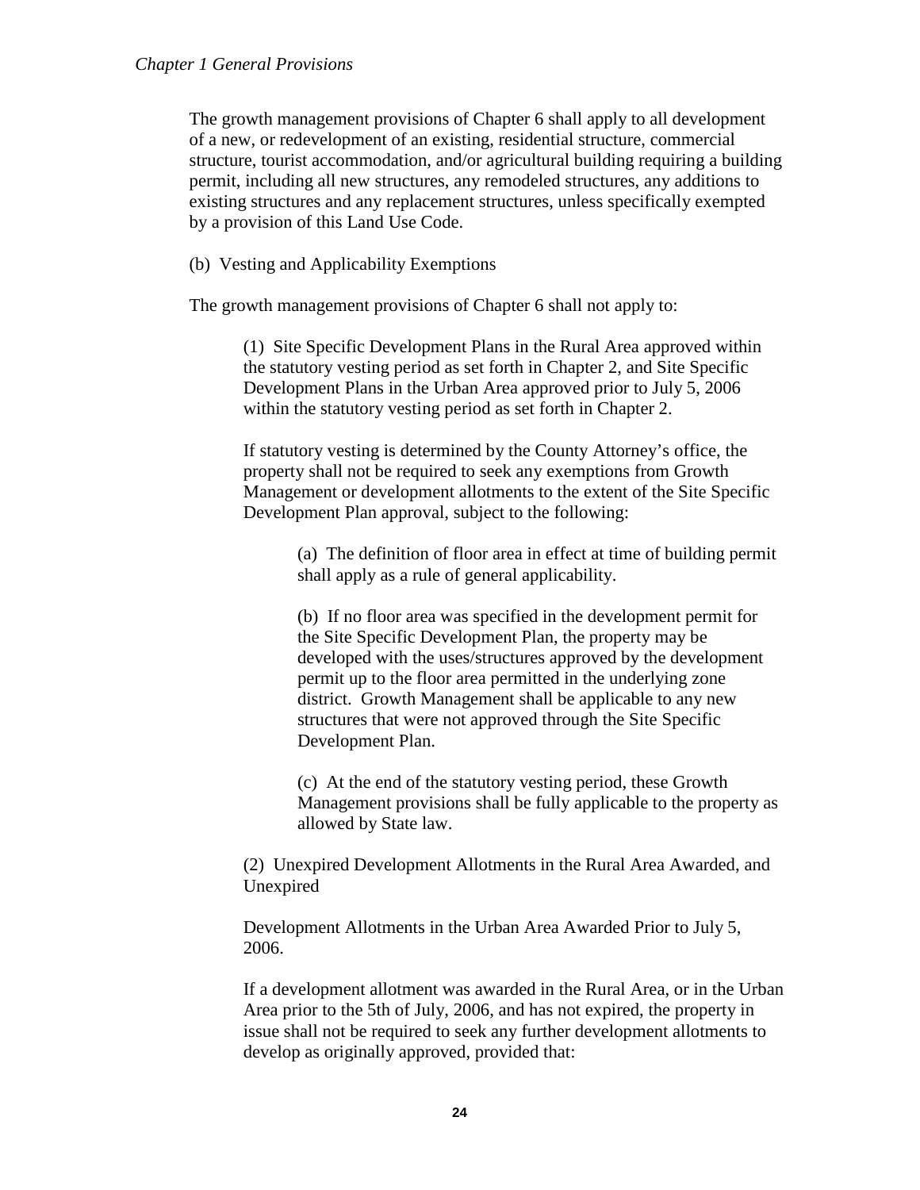The growth management provisions of Chapter 6 shall apply to all development of a new, or redevelopment of an existing, residential structure, commercial structure, tourist accommodation, and/or agricultural building requiring a building permit, including all new structures, any remodeled structures, any additions to existing structures and any replacement structures, unless specifically exempted by a provision of this Land Use Code.

(b) Vesting and Applicability Exemptions

The growth management provisions of Chapter 6 shall not apply to:

(1) Site Specific Development Plans in the Rural Area approved within the statutory vesting period as set forth in Chapter 2, and Site Specific Development Plans in the Urban Area approved prior to July 5, 2006 within the statutory vesting period as set forth in Chapter 2.

If statutory vesting is determined by the County Attorney's office, the property shall not be required to seek any exemptions from Growth Management or development allotments to the extent of the Site Specific Development Plan approval, subject to the following:

(a) The definition of floor area in effect at time of building permit shall apply as a rule of general applicability.

(b) If no floor area was specified in the development permit for the Site Specific Development Plan, the property may be developed with the uses/structures approved by the development permit up to the floor area permitted in the underlying zone district. Growth Management shall be applicable to any new structures that were not approved through the Site Specific Development Plan.

(c) At the end of the statutory vesting period, these Growth Management provisions shall be fully applicable to the property as allowed by State law.

(2) Unexpired Development Allotments in the Rural Area Awarded, and Unexpired

Development Allotments in the Urban Area Awarded Prior to July 5, 2006.

If a development allotment was awarded in the Rural Area, or in the Urban Area prior to the 5th of July, 2006, and has not expired, the property in issue shall not be required to seek any further development allotments to develop as originally approved, provided that: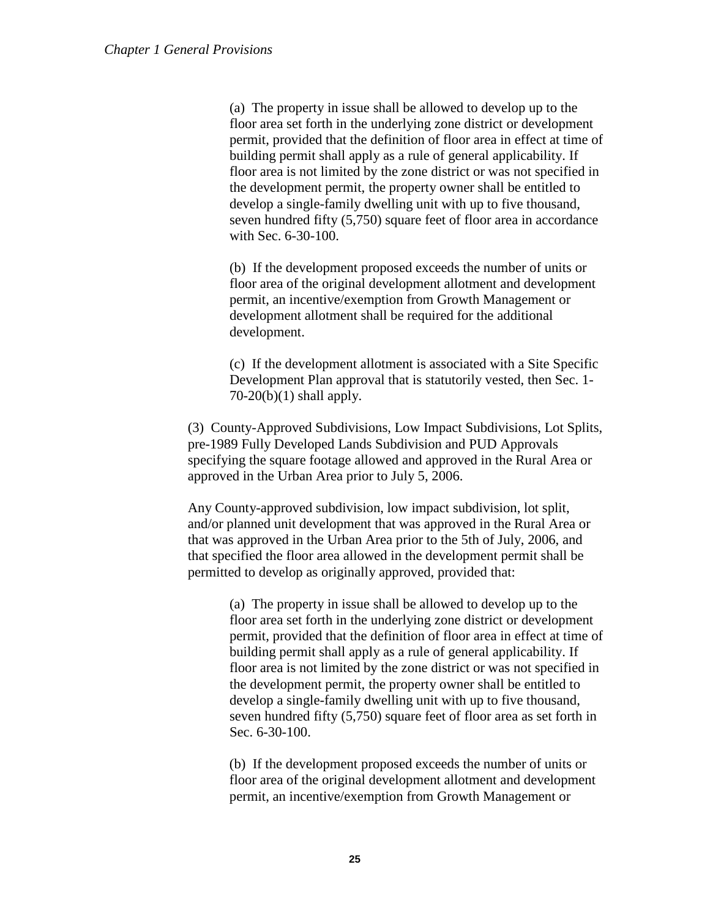(a) The property in issue shall be allowed to develop up to the floor area set forth in the underlying zone district or development permit, provided that the definition of floor area in effect at time of building permit shall apply as a rule of general applicability. If floor area is not limited by the zone district or was not specified in the development permit, the property owner shall be entitled to develop a single-family dwelling unit with up to five thousand, seven hundred fifty (5,750) square feet of floor area in accordance with Sec. 6-30-100.

(b) If the development proposed exceeds the number of units or floor area of the original development allotment and development permit, an incentive/exemption from Growth Management or development allotment shall be required for the additional development.

(c) If the development allotment is associated with a Site Specific Development Plan approval that is statutorily vested, then Sec. 1-70-20(b)(1) shall apply.

(3) County-Approved Subdivisions, Low Impact Subdivisions, Lot Splits, pre-1989 Fully Developed Lands Subdivision and PUD Approvals specifying the square footage allowed and approved in the Rural Area or approved in the Urban Area prior to July 5, 2006.

Any County-approved subdivision, low impact subdivision, lot split, and/or planned unit development that was approved in the Rural Area or that was approved in the Urban Area prior to the 5th of July, 2006, and that specified the floor area allowed in the development permit shall be permitted to develop as originally approved, provided that:

(a) The property in issue shall be allowed to develop up to the floor area set forth in the underlying zone district or development permit, provided that the definition of floor area in effect at time of building permit shall apply as a rule of general applicability. If floor area is not limited by the zone district or was not specified in the development permit, the property owner shall be entitled to develop a single-family dwelling unit with up to five thousand, seven hundred fifty (5,750) square feet of floor area as set forth in Sec. 6-30-100.

(b) If the development proposed exceeds the number of units or floor area of the original development allotment and development permit, an incentive/exemption from Growth Management or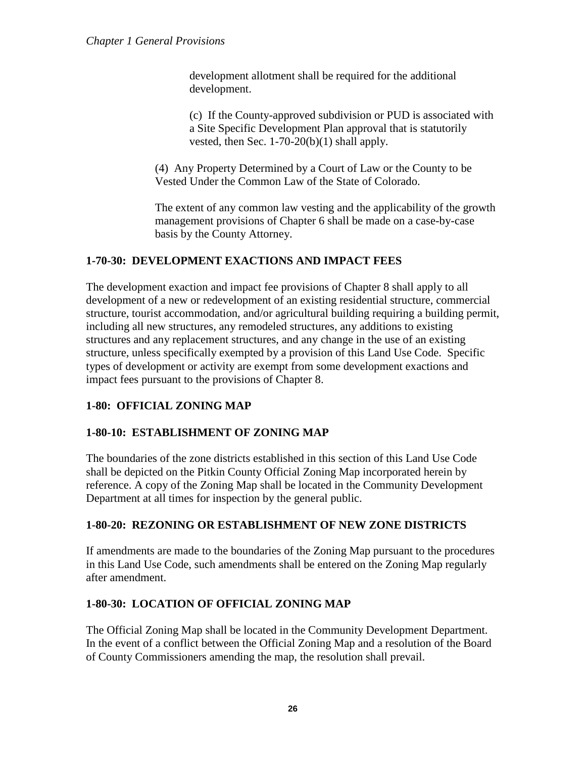development allotment shall be required for the additional development.

(c) If the County-approved subdivision or PUD is associated with a Site Specific Development Plan approval that is statutorily vested, then Sec. 1-70-20(b)(1) shall apply.

(4) Any Property Determined by a Court of Law or the County to be Vested Under the Common Law of the State of Colorado.

The extent of any common law vesting and the applicability of the growth management provisions of Chapter 6 shall be made on a case-by-case basis by the County Attorney.

**1-70-30: DEVELOPMENT EXACTIONS AND IMPACT FEES**

The development exaction and impact fee provisions of Chapter 8 shall apply to all development of a new or redevelopment of an existing residential structure, commercial structure, tourist accommodation, and/or agricultural building requiring a building permit, including all new structures, any remodeled structures, any additions to existing structures and any replacement structures, and any change in the use of an existing structure, unless specifically exempted by a provision of this Land Use Code. Specific types of development or activity are exempt from some development exactions and impact fees pursuant to the provisions of Chapter 8.

## 1-80: OFFICIAL ZONING MAP

**1-80-10: ESTABLISHMENT OF ZONING MAP**

The boundaries of the zone districts established in this section of this Land Use Code shall be depicted on the Pitkin County Official Zoning Map incorporated herein by reference. A copy of the Zoning Map shall be located in the Community Development Department at all times for inspection by the general public.

**1-80-20: REZONING OR ESTABLISHMENT OF NEW ZONE DISTRICTS**

If amendments are made to the boundaries of the Zoning Map pursuant to the procedures in this Land Use Code, such amendments shall be entered on the Zoning Map regularly after amendment.

**1-80-30: LOCATION OF OFFICIAL ZONING MAP**

The Official Zoning Map shall be located in the Community Development Department. In the event of a conflict between the Official Zoning Map and a resolution of the Board of County Commissioners amending the map, the resolution shall prevail.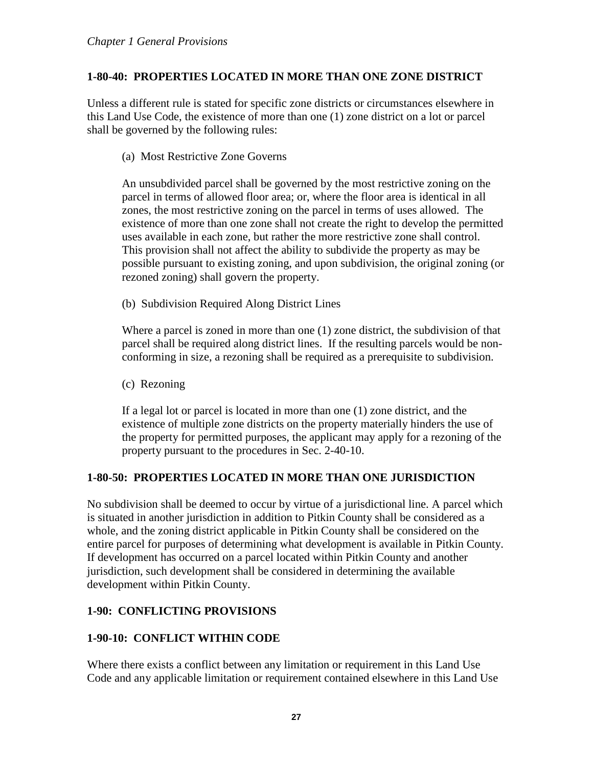### 1-80-40: PROPERTIES LOCATED IN MORE THAN ONE ZONE DISTRICT

Unless a different rule is stated for specific zone districts or circumstances elsewhere in this Land Use Code, the existence of more than one (1) zone district on a lot or parcel shall be governed by the following rules:

(a) Most Restrictive Zone Governs

An unsubdivided parcel shall be governed by the most restrictive zoning on the parcel in terms of allowed floor area; or, where the floor area is identical in all zones, the most restrictive zoning on the parcel in terms of uses allowed. The existence of more than one zone shall not create the right to develop the permitted uses available in each zone, but rather the more restrictive zone shall control. This provision shall not affect the ability to subdivide the property as may be possible pursuant to existing zoning, and upon subdivision, the original zoning (or rezoned zoning) shall govern the property.

(b) Subdivision Required Along District Lines

Where a parcel is zoned in more than one (1) zone district, the subdivision of that parcel shall be required along district lines. If the resulting parcels would be non-conforming in size, a rezoning shall be required as a prerequisite to subdivision.

(c) Rezoning

If a legal lot or parcel is located in more than one (1) zone district, and the existence of multiple zone districts on the property materially hinders the use of the property for permitted purposes, the applicant may apply for a rezoning of the property pursuant to the procedures in Sec. 2-40-10.

### 1-80-50: PROPERTIES LOCATED IN MORE THAN ONE JURISDICTION

No subdivision shall be deemed to occur by virtue of a jurisdictional line. A parcel which is situated in another jurisdiction in addition to Pitkin County shall be considered as a whole, and the zoning district applicable in Pitkin County shall be considered on the entire parcel for purposes of determining what development is available in Pitkin County. If development has occurred on a parcel located within Pitkin County and another jurisdiction, such development shall be considered in determining the available development within Pitkin County.

## 1-90: CONFLICTING PROVISIONS

### 1-90-10: CONFLICT WITHIN CODE

Where there exists a conflict between any limitation or requirement in this Land Use Code and any applicable limitation or requirement contained elsewhere in this Land Use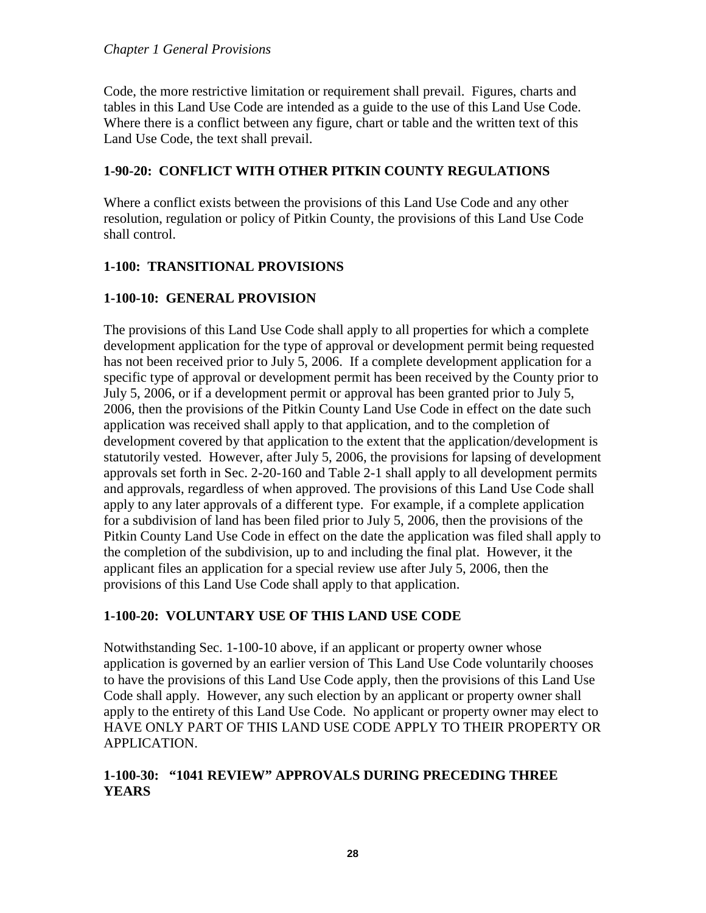Code, the more restrictive limitation or requirement shall prevail. Figures, charts and tables in this Land Use Code are intended as a guide to the use of this Land Use Code. Where there is a conflict between any figure, chart or table and the written text of this Land Use Code, the text shall prevail.

### 1-90-20: CONFLICT WITH OTHER PITKIN COUNTY REGULATIONS

Where a conflict exists between the provisions of this Land Use Code and any other resolution, regulation or policy of Pitkin County, the provisions of this Land Use Code shall control.

## 1-100: TRANSITIONAL PROVISIONS

### 1-100-10: GENERAL PROVISION

The provisions of this Land Use Code shall apply to all properties for which a complete development application for the type of approval or development permit being requested has not been received prior to July 5, 2006. If a complete development application for a specific type of approval or development permit has been received by the County prior to July 5, 2006, or if a development permit or approval has been granted prior to July 5, 2006, then the provisions of the Pitkin County Land Use Code in effect on the date such application was received shall apply to that application, and to the completion of development covered by that application to the extent that the application/development is statutorily vested. However, after July 5, 2006, the provisions for lapsing of development approvals set forth in Sec. 2-20-160 and Table 2-1 shall apply to all development permits and approvals, regardless of when approved. The provisions of this Land Use Code shall apply to any later approvals of a different type. For example, if a complete application for a subdivision of land has been filed prior to July 5, 2006, then the provisions of the Pitkin County Land Use Code in effect on the date the application was filed shall apply to the completion of the subdivision, up to and including the final plat. However, it the applicant files an application for a special review use after July 5, 2006, then the provisions of this Land Use Code shall apply to that application.

### 1-100-20: VOLUNTARY USE OF THIS LAND USE CODE

Notwithstanding Sec. 1-100-10 above, if an applicant or property owner whose application is governed by an earlier version of This Land Use Code voluntarily chooses to have the provisions of this Land Use Code apply, then the provisions of this Land Use Code shall apply. However, any such election by an applicant or property owner shall apply to the entirety of this Land Use Code. No applicant or property owner may elect to HAVE ONLY PART OF THIS LAND USE CODE APPLY TO THEIR PROPERTY OR APPLICATION.

### 1-100-30: "1041 REVIEW" APPROVALS DURING PRECEDING THREE YEARS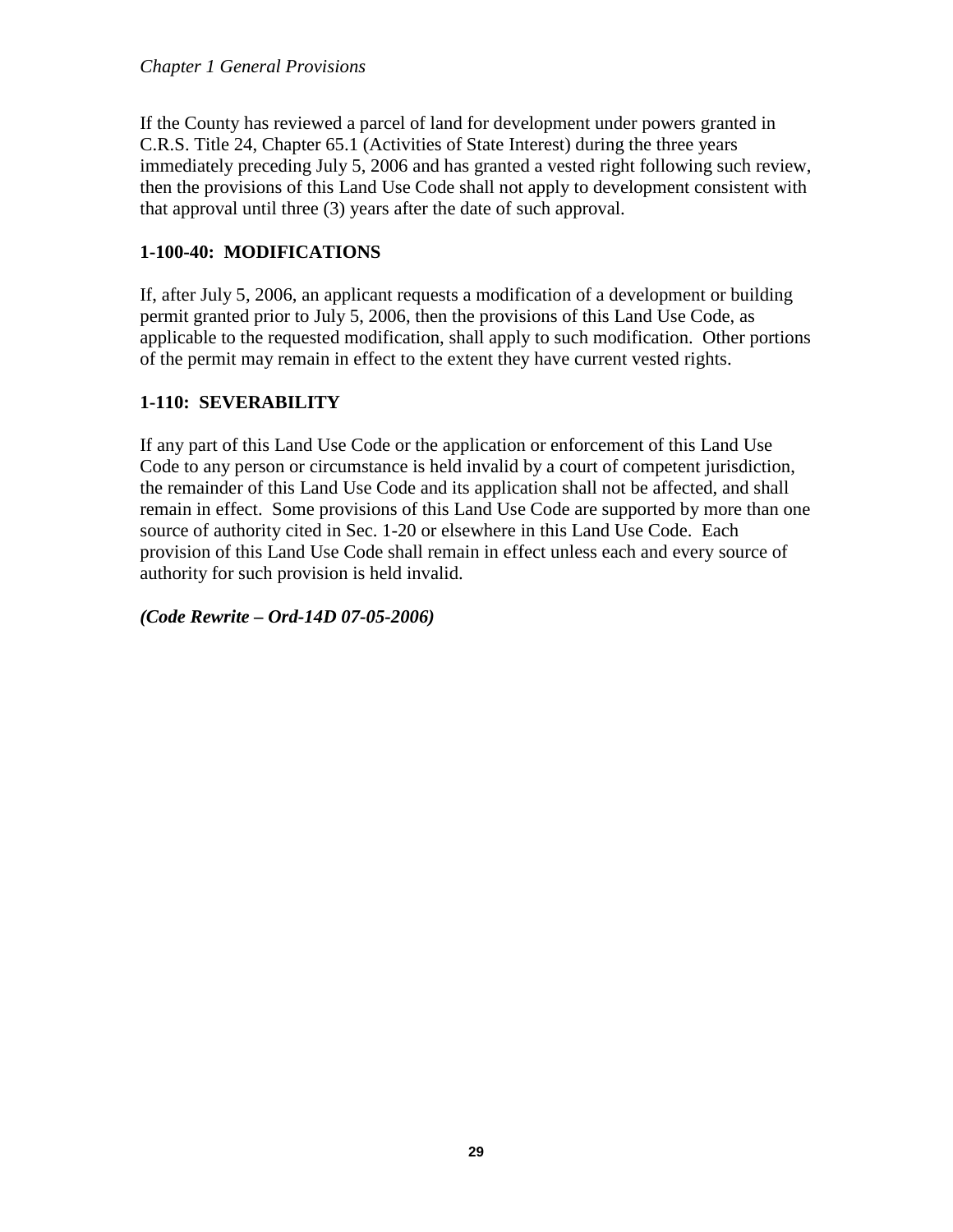If the County has reviewed a parcel of land for development under powers granted in C.R.S. Title 24, Chapter 65.1 (Activities of State Interest) during the three years immediately preceding July 5, 2006 and has granted a vested right following such review, then the provisions of this Land Use Code shall not apply to development consistent with that approval until three (3) years after the date of such approval.

### 1-100-40: MODIFICATIONS

If, after July 5, 2006, an applicant requests a modification of a development or building permit granted prior to July 5, 2006, then the provisions of this Land Use Code, as applicable to the requested modification, shall apply to such modification. Other portions of the permit may remain in effect to the extent they have current vested rights.

## 1-110: SEVERABILITY

If any part of this Land Use Code or the application or enforcement of this Land Use Code to any person or circumstance is held invalid by a court of competent jurisdiction, the remainder of this Land Use Code and its application shall not be affected, and shall remain in effect. Some provisions of this Land Use Code are supported by more than one source of authority cited in Sec. 1-20 or elsewhere in this Land Use Code. Each provision of this Land Use Code shall remain in effect unless each and every source of authority for such provision is held invalid.

***(Code Rewrite – Ord-14D 07-05-2006)***